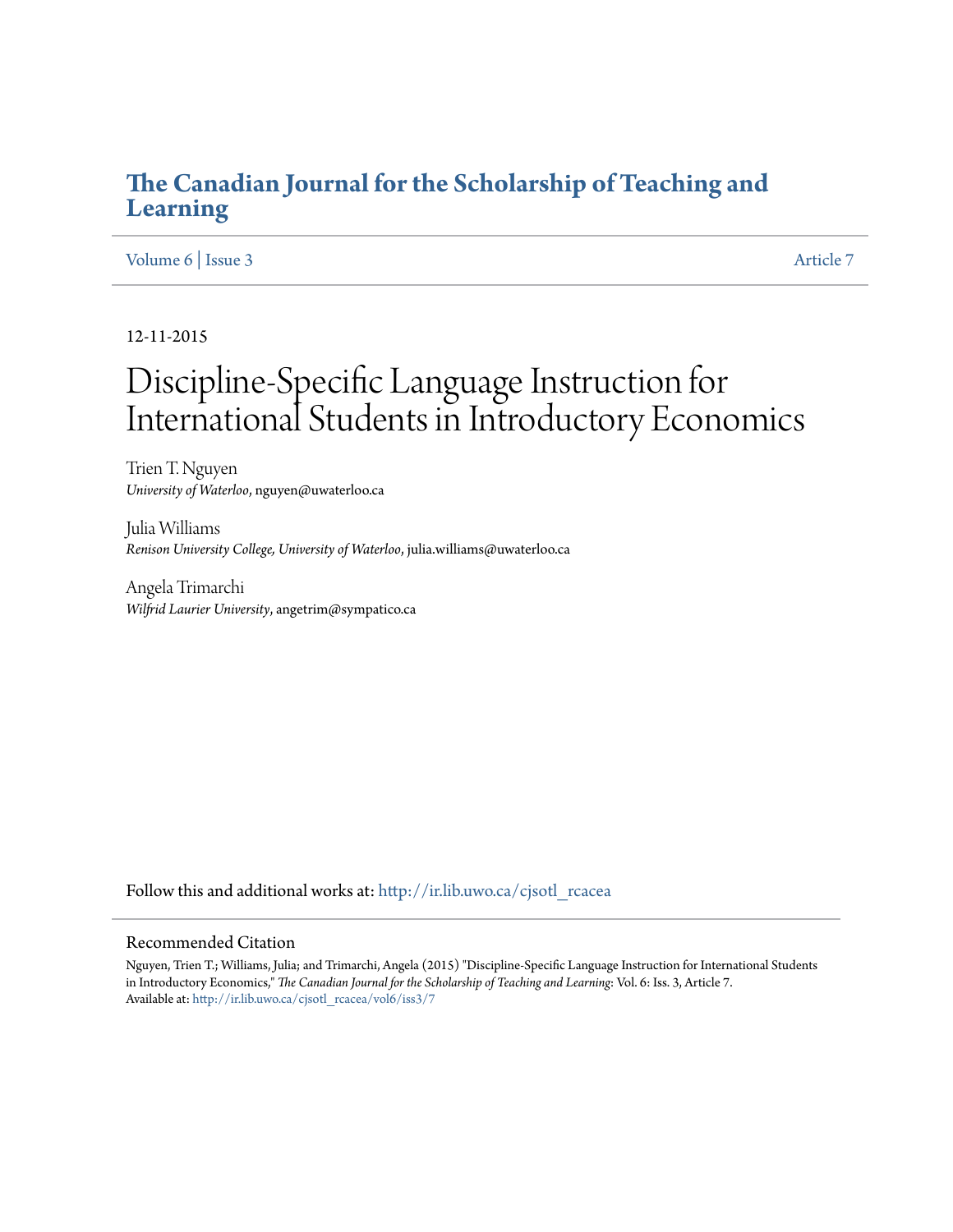# The Canadian Journal for the Scholarship of Teaching and Learning

Volume 6 | Issue 3 Article 7

12-11-2015

# Discipline-Specific Language Instruction for International Students in Introductory Economics

Trien T. Nguyen
*University of Waterloo*, nguyen@uwaterloo.ca

Julia Williams
*Renison University College, University of Waterloo*, julia.williams@uwaterloo.ca

Angela Trimarchi
*Wilfrid Laurier University*, angetrim@sympatico.ca

Follow this and additional works at: http://ir.lib.uwo.ca/cjsotl_rcacea

## Recommended Citation

Nguyen, Trien T.; Williams, Julia; and Trimarchi, Angela (2015) "Discipline-Specific Language Instruction for International Students in Introductory Economics," *The Canadian Journal for the Scholarship of Teaching and Learning*: Vol. 6: Iss. 3, Article 7.
Available at: http://ir.lib.uwo.ca/cjsotl_rcacea/vol6/iss3/7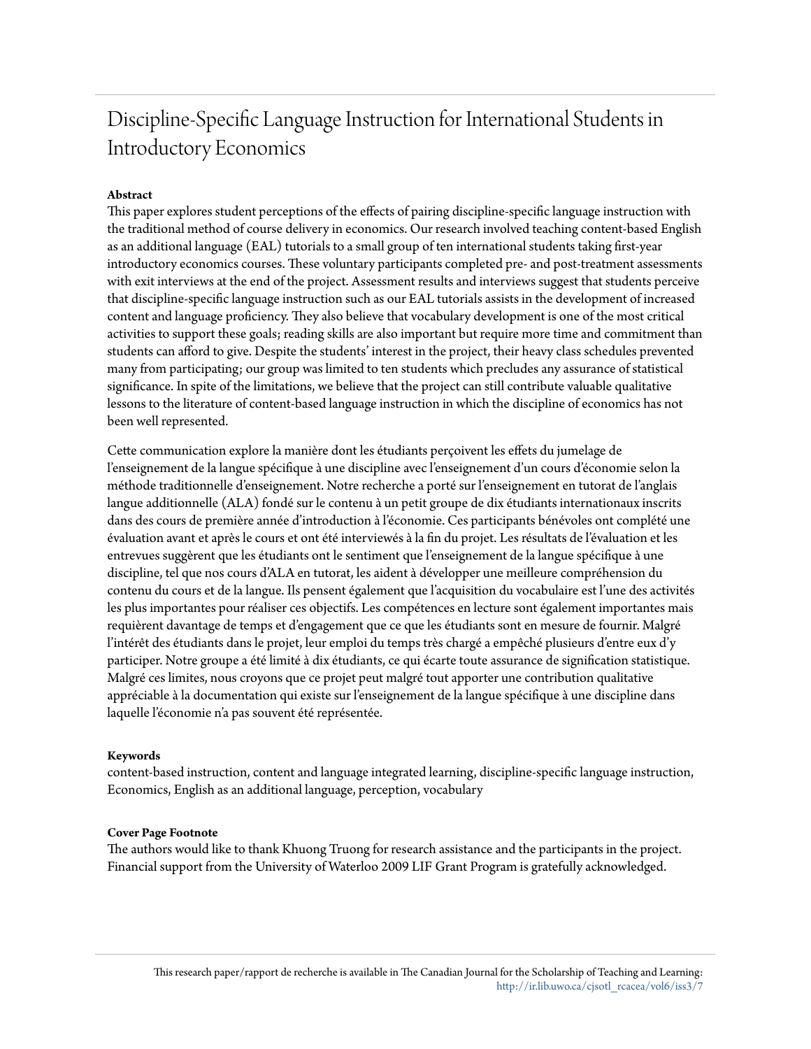# Discipline-Specific Language Instruction for International Students in Introductory Economics

**Abstract**

This paper explores student perceptions of the effects of pairing discipline-specific language instruction with the traditional method of course delivery in economics. Our research involved teaching content-based English as an additional language (EAL) tutorials to a small group of ten international students taking first-year introductory economics courses. These voluntary participants completed pre- and post-treatment assessments with exit interviews at the end of the project. Assessment results and interviews suggest that students perceive that discipline-specific language instruction such as our EAL tutorials assists in the development of increased content and language proficiency. They also believe that vocabulary development is one of the most critical activities to support these goals; reading skills are also important but require more time and commitment than students can afford to give. Despite the students' interest in the project, their heavy class schedules prevented many from participating; our group was limited to ten students which precludes any assurance of statistical significance. In spite of the limitations, we believe that the project can still contribute valuable qualitative lessons to the literature of content-based language instruction in which the discipline of economics has not been well represented.

Cette communication explore la manière dont les étudiants perçoivent les effets du jumelage de l'enseignement de la langue spécifique à une discipline avec l'enseignement d'un cours d'économie selon la méthode traditionnelle d'enseignement. Notre recherche a porté sur l'enseignement en tutorat de l'anglais langue additionnelle (ALA) fondé sur le contenu à un petit groupe de dix étudiants internationaux inscrits dans des cours de première année d'introduction à l'économie. Ces participants bénévoles ont complété une évaluation avant et après le cours et ont été interviewés à la fin du projet. Les résultats de l'évaluation et les entrevues suggèrent que les étudiants ont le sentiment que l'enseignement de la langue spécifique à une discipline, tel que nos cours d'ALA en tutorat, les aident à développer une meilleure compréhension du contenu du cours et de la langue. Ils pensent également que l'acquisition du vocabulaire est l'une des activités les plus importantes pour réaliser ces objectifs. Les compétences en lecture sont également importantes mais requièrent davantage de temps et d'engagement que ce que les étudiants sont en mesure de fournir. Malgré l'intérêt des étudiants dans le projet, leur emploi du temps très chargé a empêché plusieurs d'entre eux d'y participer. Notre groupe a été limité à dix étudiants, ce qui écarte toute assurance de signification statistique. Malgré ces limites, nous croyons que ce projet peut malgré tout apporter une contribution qualitative appréciable à la documentation qui existe sur l'enseignement de la langue spécifique à une discipline dans laquelle l'économie n'a pas souvent été représentée.

**Keywords**

content-based instruction, content and language integrated learning, discipline-specific language instruction, Economics, English as an additional language, perception, vocabulary

**Cover Page Footnote**

The authors would like to thank Khuong Truong for research assistance and the participants in the project. Financial support from the University of Waterloo 2009 LIF Grant Program is gratefully acknowledged.

This research paper/rapport de recherche is available in The Canadian Journal for the Scholarship of Teaching and Learning: http://ir.lib.uwo.ca/cjsotl_rcacea/vol6/iss3/7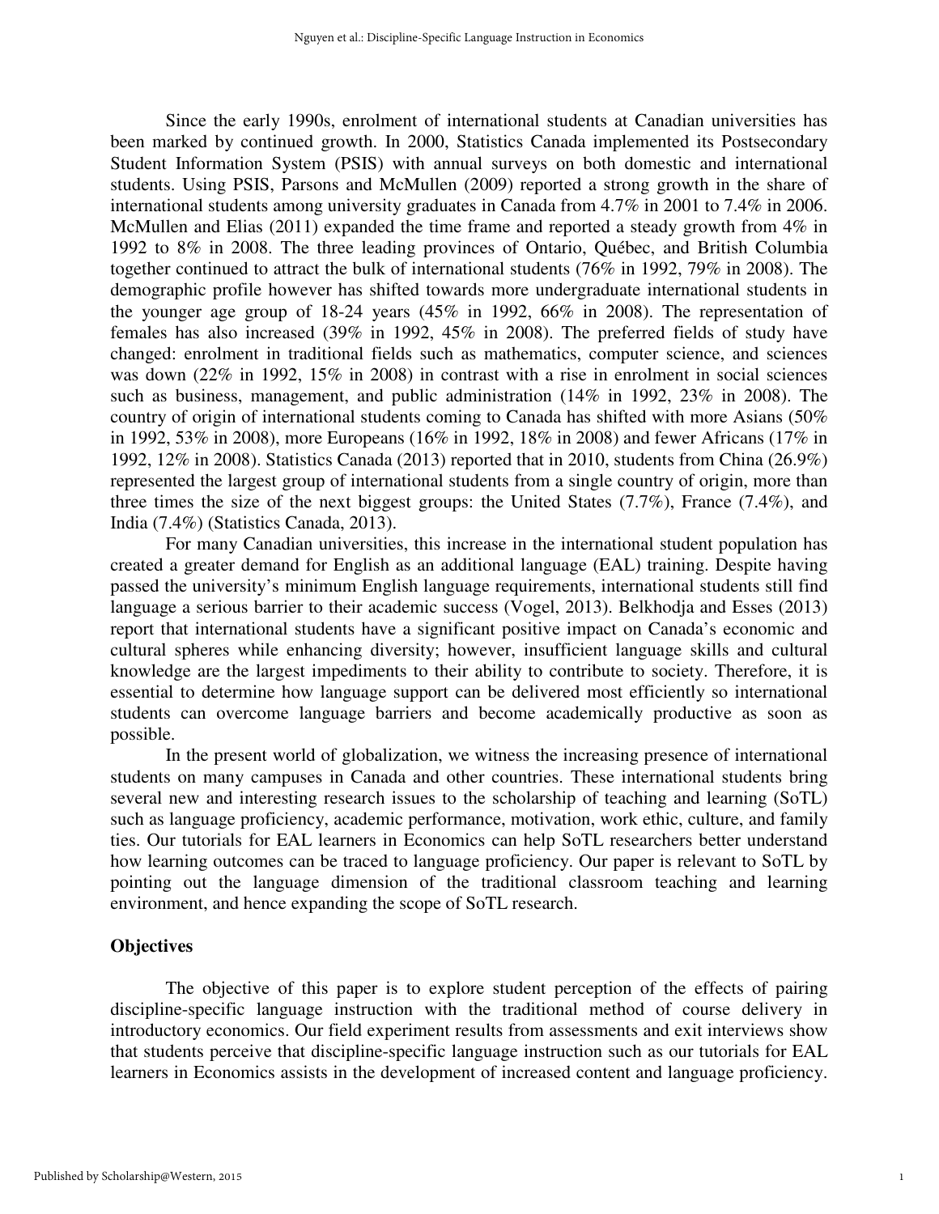Since the early 1990s, enrolment of international students at Canadian universities has been marked by continued growth. In 2000, Statistics Canada implemented its Postsecondary Student Information System (PSIS) with annual surveys on both domestic and international students. Using PSIS, Parsons and McMullen (2009) reported a strong growth in the share of international students among university graduates in Canada from 4.7% in 2001 to 7.4% in 2006. McMullen and Elias (2011) expanded the time frame and reported a steady growth from 4% in 1992 to 8% in 2008. The three leading provinces of Ontario, Québec, and British Columbia together continued to attract the bulk of international students (76% in 1992, 79% in 2008). The demographic profile however has shifted towards more undergraduate international students in the younger age group of 18-24 years (45% in 1992, 66% in 2008). The representation of females has also increased (39% in 1992, 45% in 2008). The preferred fields of study have changed: enrolment in traditional fields such as mathematics, computer science, and sciences was down (22% in 1992, 15% in 2008) in contrast with a rise in enrolment in social sciences such as business, management, and public administration (14% in 1992, 23% in 2008). The country of origin of international students coming to Canada has shifted with more Asians (50% in 1992, 53% in 2008), more Europeans (16% in 1992, 18% in 2008) and fewer Africans (17% in 1992, 12% in 2008). Statistics Canada (2013) reported that in 2010, students from China (26.9%) represented the largest group of international students from a single country of origin, more than three times the size of the next biggest groups: the United States (7.7%), France (7.4%), and India (7.4%) (Statistics Canada, 2013).

For many Canadian universities, this increase in the international student population has created a greater demand for English as an additional language (EAL) training. Despite having passed the university's minimum English language requirements, international students still find language a serious barrier to their academic success (Vogel, 2013). Belkhodja and Esses (2013) report that international students have a significant positive impact on Canada's economic and cultural spheres while enhancing diversity; however, insufficient language skills and cultural knowledge are the largest impediments to their ability to contribute to society. Therefore, it is essential to determine how language support can be delivered most efficiently so international students can overcome language barriers and become academically productive as soon as possible.

In the present world of globalization, we witness the increasing presence of international students on many campuses in Canada and other countries. These international students bring several new and interesting research issues to the scholarship of teaching and learning (SoTL) such as language proficiency, academic performance, motivation, work ethic, culture, and family ties. Our tutorials for EAL learners in Economics can help SoTL researchers better understand how learning outcomes can be traced to language proficiency. Our paper is relevant to SoTL by pointing out the language dimension of the traditional classroom teaching and learning environment, and hence expanding the scope of SoTL research.

## Objectives

The objective of this paper is to explore student perception of the effects of pairing discipline-specific language instruction with the traditional method of course delivery in introductory economics. Our field experiment results from assessments and exit interviews show that students perceive that discipline-specific language instruction such as our tutorials for EAL learners in Economics assists in the development of increased content and language proficiency.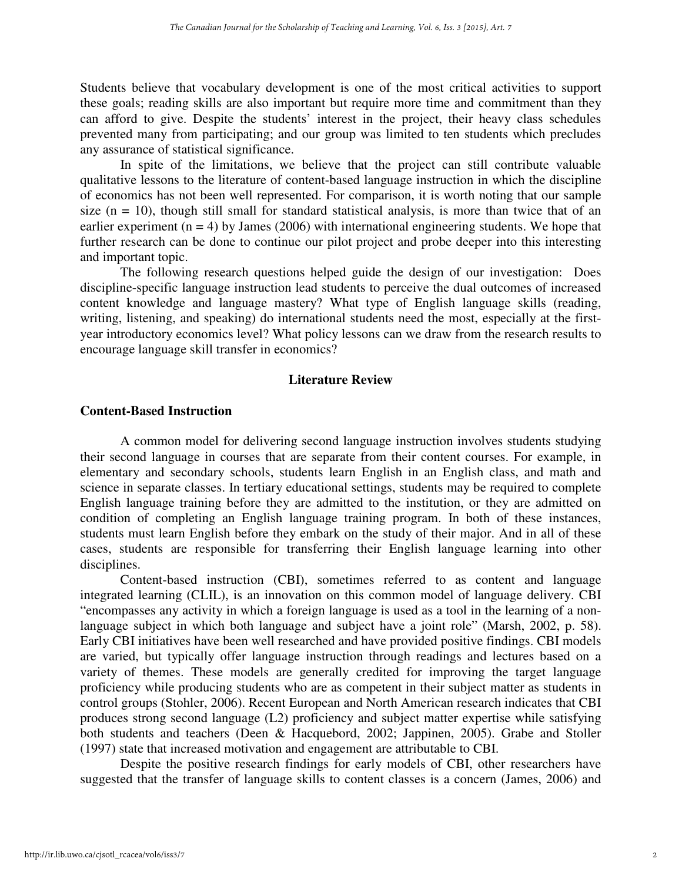Students believe that vocabulary development is one of the most critical activities to support these goals; reading skills are also important but require more time and commitment than they can afford to give. Despite the students' interest in the project, their heavy class schedules prevented many from participating; and our group was limited to ten students which precludes any assurance of statistical significance.

In spite of the limitations, we believe that the project can still contribute valuable qualitative lessons to the literature of content-based language instruction in which the discipline of economics has not been well represented. For comparison, it is worth noting that our sample size (n = 10), though still small for standard statistical analysis, is more than twice that of an earlier experiment (n = 4) by James (2006) with international engineering students. We hope that further research can be done to continue our pilot project and probe deeper into this interesting and important topic.

The following research questions helped guide the design of our investigation: Does discipline-specific language instruction lead students to perceive the dual outcomes of increased content knowledge and language mastery? What type of English language skills (reading, writing, listening, and speaking) do international students need the most, especially at the first-year introductory economics level? What policy lessons can we draw from the research results to encourage language skill transfer in economics?

## Literature Review

### Content-Based Instruction

A common model for delivering second language instruction involves students studying their second language in courses that are separate from their content courses. For example, in elementary and secondary schools, students learn English in an English class, and math and science in separate classes. In tertiary educational settings, students may be required to complete English language training before they are admitted to the institution, or they are admitted on condition of completing an English language training program. In both of these instances, students must learn English before they embark on the study of their major. And in all of these cases, students are responsible for transferring their English language learning into other disciplines.

Content-based instruction (CBI), sometimes referred to as content and language integrated learning (CLIL), is an innovation on this common model of language delivery. CBI "encompasses any activity in which a foreign language is used as a tool in the learning of a non-language subject in which both language and subject have a joint role" (Marsh, 2002, p. 58). Early CBI initiatives have been well researched and have provided positive findings. CBI models are varied, but typically offer language instruction through readings and lectures based on a variety of themes. These models are generally credited for improving the target language proficiency while producing students who are as competent in their subject matter as students in control groups (Stohler, 2006). Recent European and North American research indicates that CBI produces strong second language (L2) proficiency and subject matter expertise while satisfying both students and teachers (Deen & Hacquebord, 2002; Jappinen, 2005). Grabe and Stoller (1997) state that increased motivation and engagement are attributable to CBI.

Despite the positive research findings for early models of CBI, other researchers have suggested that the transfer of language skills to content classes is a concern (James, 2006) and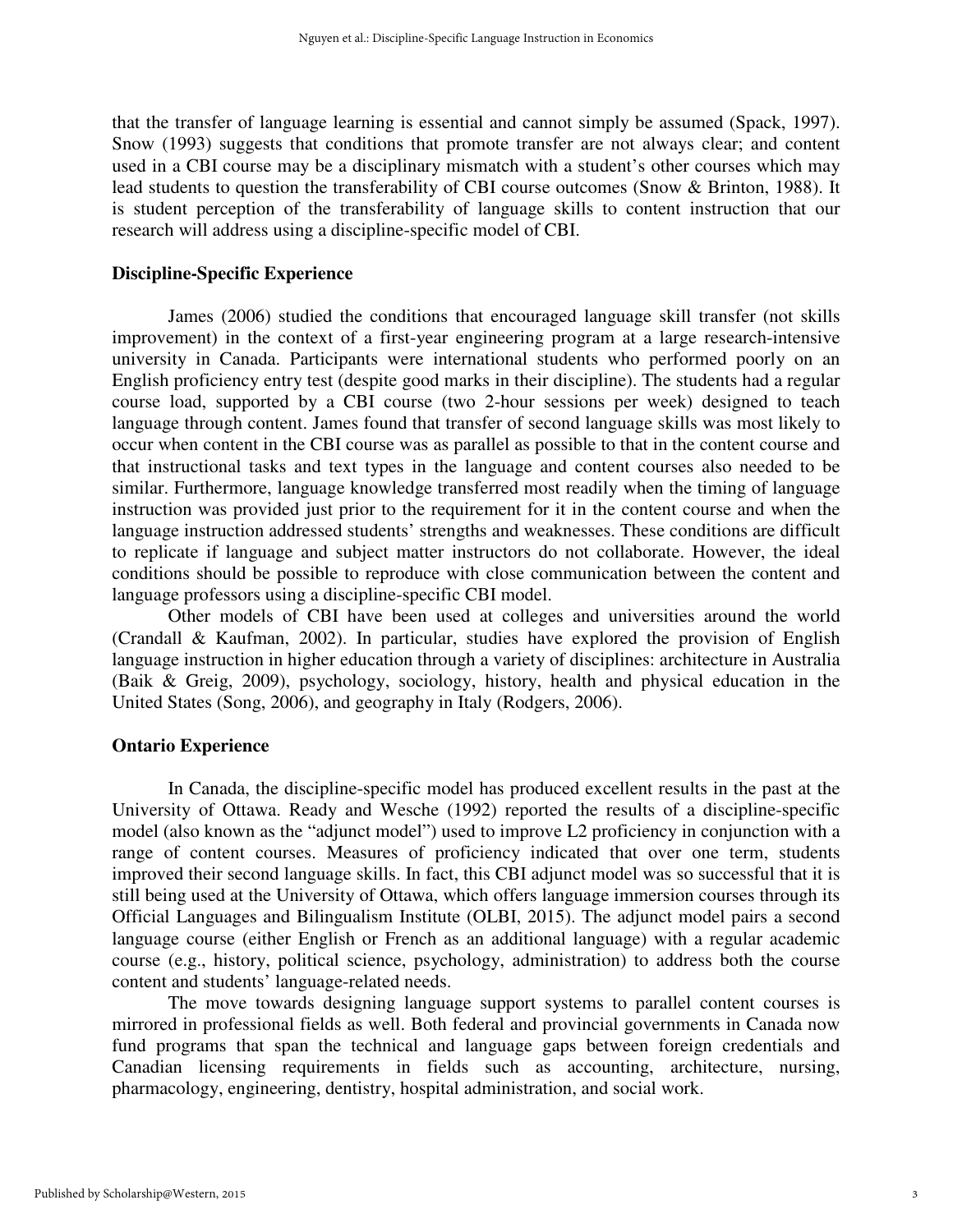that the transfer of language learning is essential and cannot simply be assumed (Spack, 1997). Snow (1993) suggests that conditions that promote transfer are not always clear; and content used in a CBI course may be a disciplinary mismatch with a student's other courses which may lead students to question the transferability of CBI course outcomes (Snow & Brinton, 1988). It is student perception of the transferability of language skills to content instruction that our research will address using a discipline-specific model of CBI.

### Discipline-Specific Experience

James (2006) studied the conditions that encouraged language skill transfer (not skills improvement) in the context of a first-year engineering program at a large research-intensive university in Canada. Participants were international students who performed poorly on an English proficiency entry test (despite good marks in their discipline). The students had a regular course load, supported by a CBI course (two 2-hour sessions per week) designed to teach language through content. James found that transfer of second language skills was most likely to occur when content in the CBI course was as parallel as possible to that in the content course and that instructional tasks and text types in the language and content courses also needed to be similar. Furthermore, language knowledge transferred most readily when the timing of language instruction was provided just prior to the requirement for it in the content course and when the language instruction addressed students' strengths and weaknesses. These conditions are difficult to replicate if language and subject matter instructors do not collaborate. However, the ideal conditions should be possible to reproduce with close communication between the content and language professors using a discipline-specific CBI model.

Other models of CBI have been used at colleges and universities around the world (Crandall & Kaufman, 2002). In particular, studies have explored the provision of English language instruction in higher education through a variety of disciplines: architecture in Australia (Baik & Greig, 2009), psychology, sociology, history, health and physical education in the United States (Song, 2006), and geography in Italy (Rodgers, 2006).

### Ontario Experience

In Canada, the discipline-specific model has produced excellent results in the past at the University of Ottawa. Ready and Wesche (1992) reported the results of a discipline-specific model (also known as the "adjunct model") used to improve L2 proficiency in conjunction with a range of content courses. Measures of proficiency indicated that over one term, students improved their second language skills. In fact, this CBI adjunct model was so successful that it is still being used at the University of Ottawa, which offers language immersion courses through its Official Languages and Bilingualism Institute (OLBI, 2015). The adjunct model pairs a second language course (either English or French as an additional language) with a regular academic course (e.g., history, political science, psychology, administration) to address both the course content and students' language-related needs.

The move towards designing language support systems to parallel content courses is mirrored in professional fields as well. Both federal and provincial governments in Canada now fund programs that span the technical and language gaps between foreign credentials and Canadian licensing requirements in fields such as accounting, architecture, nursing, pharmacology, engineering, dentistry, hospital administration, and social work.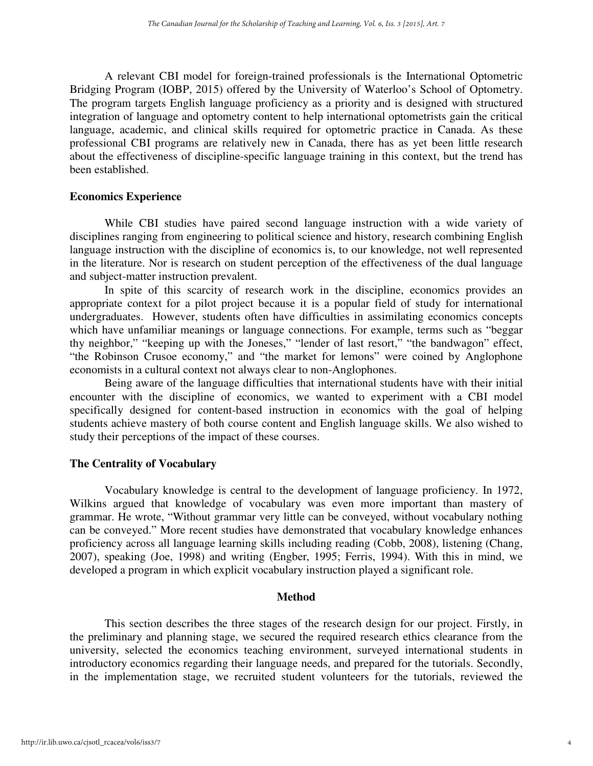A relevant CBI model for foreign-trained professionals is the International Optometric Bridging Program (IOBP, 2015) offered by the University of Waterloo's School of Optometry. The program targets English language proficiency as a priority and is designed with structured integration of language and optometry content to help international optometrists gain the critical language, academic, and clinical skills required for optometric practice in Canada. As these professional CBI programs are relatively new in Canada, there has as yet been little research about the effectiveness of discipline-specific language training in this context, but the trend has been established.

### Economics Experience

While CBI studies have paired second language instruction with a wide variety of disciplines ranging from engineering to political science and history, research combining English language instruction with the discipline of economics is, to our knowledge, not well represented in the literature. Nor is research on student perception of the effectiveness of the dual language and subject-matter instruction prevalent.

In spite of this scarcity of research work in the discipline, economics provides an appropriate context for a pilot project because it is a popular field of study for international undergraduates. However, students often have difficulties in assimilating economics concepts which have unfamiliar meanings or language connections. For example, terms such as "beggar thy neighbor," "keeping up with the Joneses," "lender of last resort," "the bandwagon" effect, "the Robinson Crusoe economy," and "the market for lemons" were coined by Anglophone economists in a cultural context not always clear to non-Anglophones.

Being aware of the language difficulties that international students have with their initial encounter with the discipline of economics, we wanted to experiment with a CBI model specifically designed for content-based instruction in economics with the goal of helping students achieve mastery of both course content and English language skills. We also wished to study their perceptions of the impact of these courses.

### The Centrality of Vocabulary

Vocabulary knowledge is central to the development of language proficiency. In 1972, Wilkins argued that knowledge of vocabulary was even more important than mastery of grammar. He wrote, "Without grammar very little can be conveyed, without vocabulary nothing can be conveyed." More recent studies have demonstrated that vocabulary knowledge enhances proficiency across all language learning skills including reading (Cobb, 2008), listening (Chang, 2007), speaking (Joe, 1998) and writing (Engber, 1995; Ferris, 1994). With this in mind, we developed a program in which explicit vocabulary instruction played a significant role.

## Method

This section describes the three stages of the research design for our project. Firstly, in the preliminary and planning stage, we secured the required research ethics clearance from the university, selected the economics teaching environment, surveyed international students in introductory economics regarding their language needs, and prepared for the tutorials. Secondly, in the implementation stage, we recruited student volunteers for the tutorials, reviewed the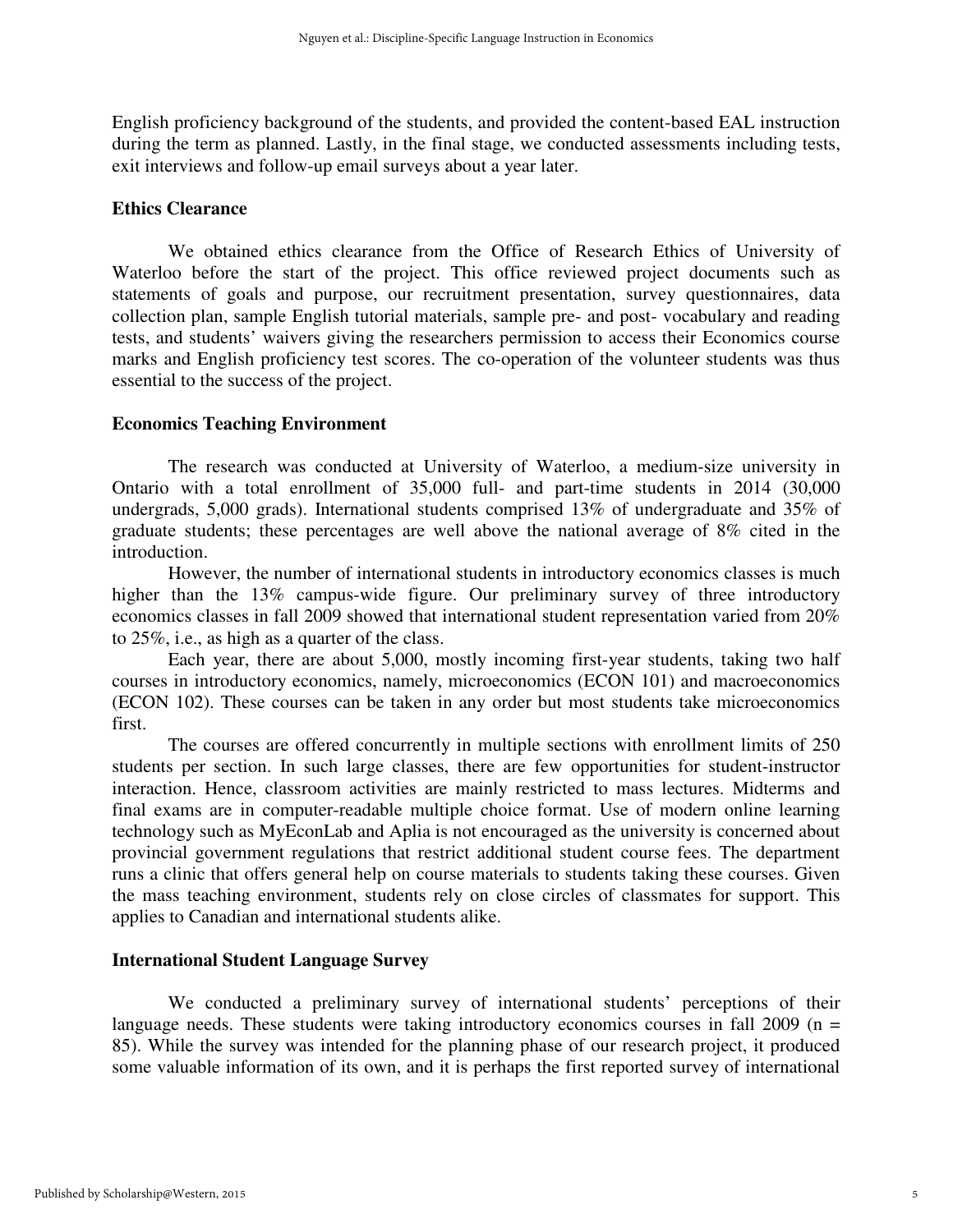English proficiency background of the students, and provided the content-based EAL instruction during the term as planned. Lastly, in the final stage, we conducted assessments including tests, exit interviews and follow-up email surveys about a year later.

### Ethics Clearance

We obtained ethics clearance from the Office of Research Ethics of University of Waterloo before the start of the project. This office reviewed project documents such as statements of goals and purpose, our recruitment presentation, survey questionnaires, data collection plan, sample English tutorial materials, sample pre- and post- vocabulary and reading tests, and students' waivers giving the researchers permission to access their Economics course marks and English proficiency test scores. The co-operation of the volunteer students was thus essential to the success of the project.

### Economics Teaching Environment

The research was conducted at University of Waterloo, a medium-size university in Ontario with a total enrollment of 35,000 full- and part-time students in 2014 (30,000 undergrads, 5,000 grads). International students comprised 13% of undergraduate and 35% of graduate students; these percentages are well above the national average of 8% cited in the introduction.

However, the number of international students in introductory economics classes is much higher than the 13% campus-wide figure. Our preliminary survey of three introductory economics classes in fall 2009 showed that international student representation varied from 20% to 25%, i.e., as high as a quarter of the class.

Each year, there are about 5,000, mostly incoming first-year students, taking two half courses in introductory economics, namely, microeconomics (ECON 101) and macroeconomics (ECON 102). These courses can be taken in any order but most students take microeconomics first.

The courses are offered concurrently in multiple sections with enrollment limits of 250 students per section. In such large classes, there are few opportunities for student-instructor interaction. Hence, classroom activities are mainly restricted to mass lectures. Midterms and final exams are in computer-readable multiple choice format. Use of modern online learning technology such as MyEconLab and Aplia is not encouraged as the university is concerned about provincial government regulations that restrict additional student course fees. The department runs a clinic that offers general help on course materials to students taking these courses. Given the mass teaching environment, students rely on close circles of classmates for support. This applies to Canadian and international students alike.

### International Student Language Survey

We conducted a preliminary survey of international students' perceptions of their language needs. These students were taking introductory economics courses in fall 2009 (n = 85). While the survey was intended for the planning phase of our research project, it produced some valuable information of its own, and it is perhaps the first reported survey of international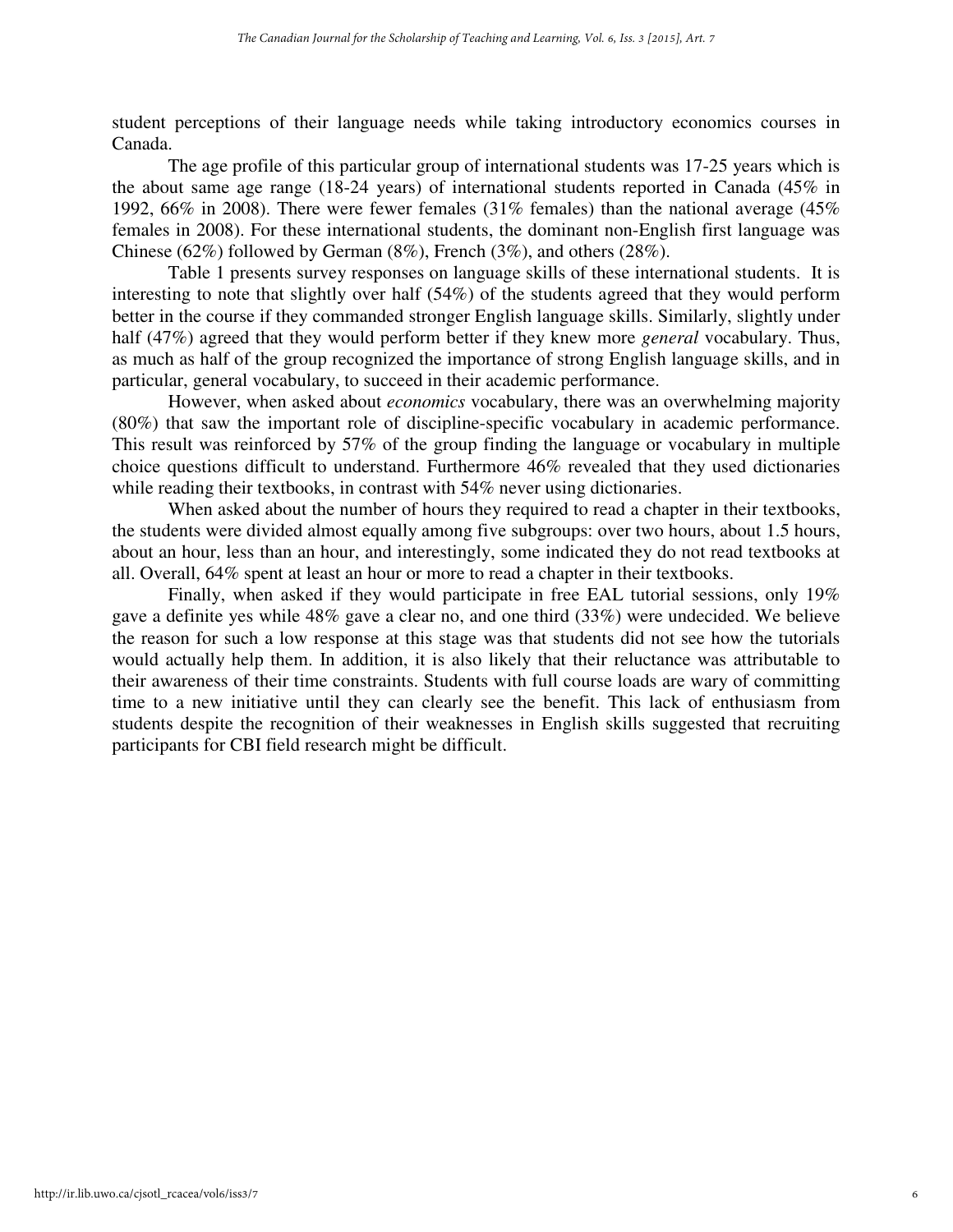student perceptions of their language needs while taking introductory economics courses in Canada.

The age profile of this particular group of international students was 17-25 years which is the about same age range (18-24 years) of international students reported in Canada (45% in 1992, 66% in 2008). There were fewer females (31% females) than the national average (45% females in 2008). For these international students, the dominant non-English first language was Chinese (62%) followed by German (8%), French (3%), and others (28%).

Table 1 presents survey responses on language skills of these international students. It is interesting to note that slightly over half (54%) of the students agreed that they would perform better in the course if they commanded stronger English language skills. Similarly, slightly under half (47%) agreed that they would perform better if they knew more *general* vocabulary. Thus, as much as half of the group recognized the importance of strong English language skills, and in particular, general vocabulary, to succeed in their academic performance.

However, when asked about *economics* vocabulary, there was an overwhelming majority (80%) that saw the important role of discipline-specific vocabulary in academic performance. This result was reinforced by 57% of the group finding the language or vocabulary in multiple choice questions difficult to understand. Furthermore 46% revealed that they used dictionaries while reading their textbooks, in contrast with 54% never using dictionaries.

When asked about the number of hours they required to read a chapter in their textbooks, the students were divided almost equally among five subgroups: over two hours, about 1.5 hours, about an hour, less than an hour, and interestingly, some indicated they do not read textbooks at all. Overall, 64% spent at least an hour or more to read a chapter in their textbooks.

Finally, when asked if they would participate in free EAL tutorial sessions, only 19% gave a definite yes while 48% gave a clear no, and one third (33%) were undecided. We believe the reason for such a low response at this stage was that students did not see how the tutorials would actually help them. In addition, it is also likely that their reluctance was attributable to their awareness of their time constraints. Students with full course loads are wary of committing time to a new initiative until they can clearly see the benefit. This lack of enthusiasm from students despite the recognition of their weaknesses in English skills suggested that recruiting participants for CBI field research might be difficult.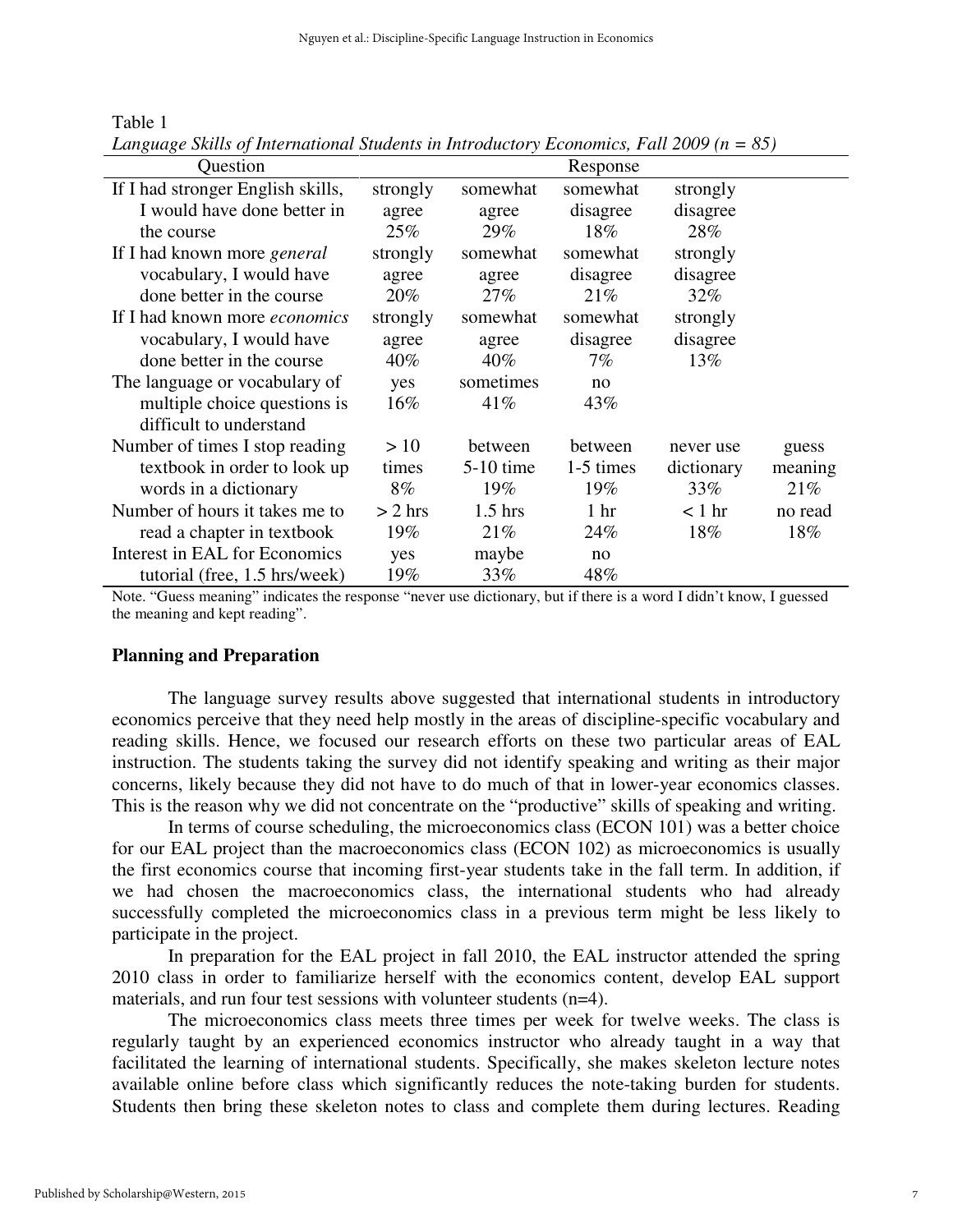Table 1

*Language Skills of International Students in Introductory Economics, Fall 2009 (n = 85)*

| Question | Response | | | | |
|---|---|---|---|---|---|
| If I had stronger English skills, I would have done better in the course | strongly agree 25% | somewhat agree 29% | somewhat disagree 18% | strongly disagree 28% | |
| If I had known more *general* vocabulary, I would have done better in the course | strongly agree 20% | somewhat agree 27% | somewhat disagree 21% | strongly disagree 32% | |
| If I had known more *economics* vocabulary, I would have done better in the course | strongly agree 40% | somewhat agree 40% | somewhat disagree 7% | strongly disagree 13% | |
| The language or vocabulary of multiple choice questions is difficult to understand | yes 16% | sometimes 41% | no 43% | | |
| Number of times I stop reading textbook in order to look up words in a dictionary | > 10 times 8% | between 5-10 time 19% | between 1-5 times 19% | never use dictionary 33% | guess meaning 21% |
| Number of hours it takes me to read a chapter in textbook | > 2 hrs 19% | 1.5 hrs 21% | 1 hr 24% | < 1 hr 18% | no read 18% |
| Interest in EAL for Economics tutorial (free, 1.5 hrs/week) | yes 19% | maybe 33% | no 48% | | |

Note. "Guess meaning" indicates the response "never use dictionary, but if there is a word I didn't know, I guessed the meaning and kept reading".

### Planning and Preparation

The language survey results above suggested that international students in introductory economics perceive that they need help mostly in the areas of discipline-specific vocabulary and reading skills. Hence, we focused our research efforts on these two particular areas of EAL instruction. The students taking the survey did not identify speaking and writing as their major concerns, likely because they did not have to do much of that in lower-year economics classes. This is the reason why we did not concentrate on the "productive" skills of speaking and writing.

In terms of course scheduling, the microeconomics class (ECON 101) was a better choice for our EAL project than the macroeconomics class (ECON 102) as microeconomics is usually the first economics course that incoming first-year students take in the fall term. In addition, if we had chosen the macroeconomics class, the international students who had already successfully completed the microeconomics class in a previous term might be less likely to participate in the project.

In preparation for the EAL project in fall 2010, the EAL instructor attended the spring 2010 class in order to familiarize herself with the economics content, develop EAL support materials, and run four test sessions with volunteer students (n=4).

The microeconomics class meets three times per week for twelve weeks. The class is regularly taught by an experienced economics instructor who already taught in a way that facilitated the learning of international students. Specifically, she makes skeleton lecture notes available online before class which significantly reduces the note-taking burden for students. Students then bring these skeleton notes to class and complete them during lectures. Reading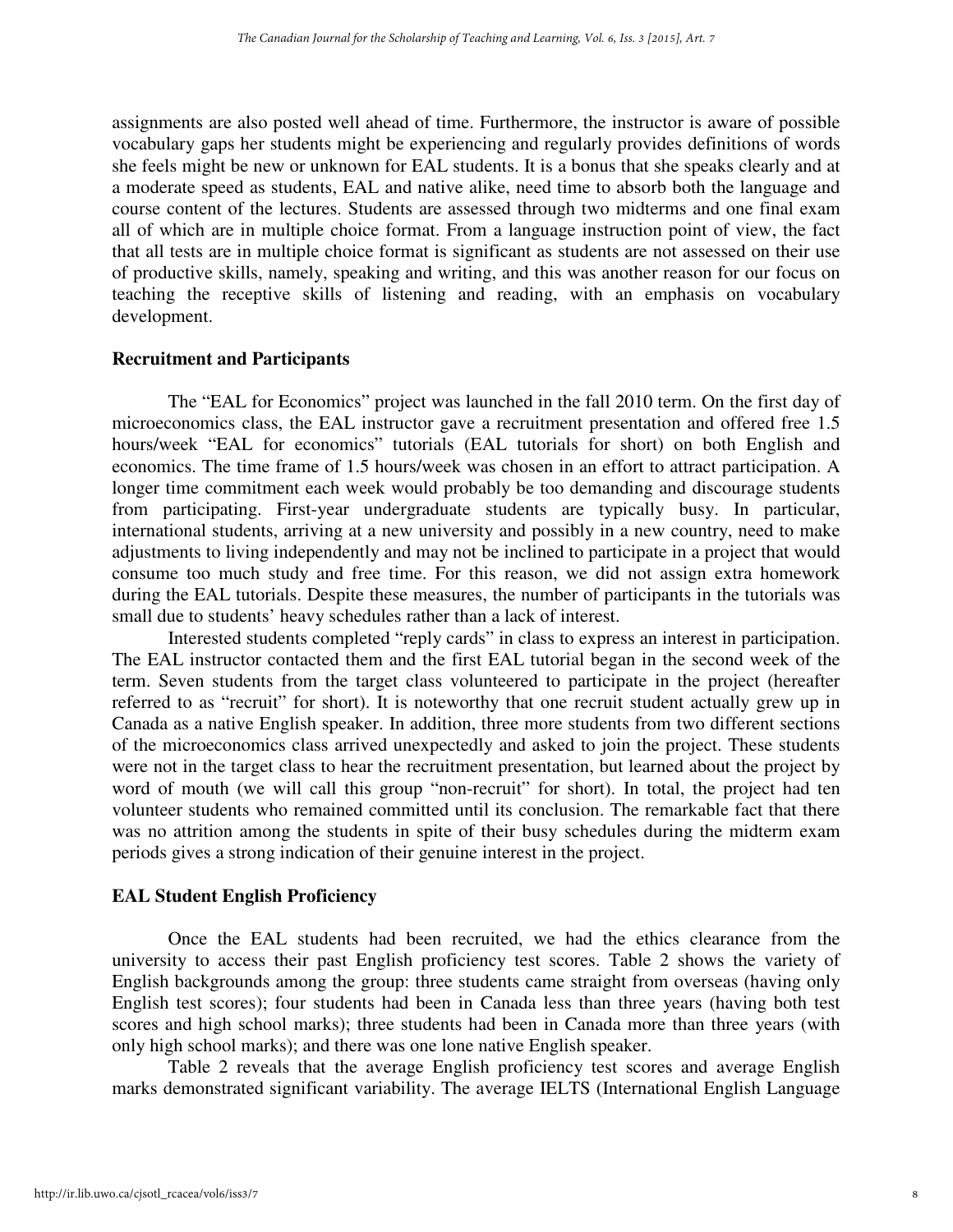assignments are also posted well ahead of time. Furthermore, the instructor is aware of possible vocabulary gaps her students might be experiencing and regularly provides definitions of words she feels might be new or unknown for EAL students. It is a bonus that she speaks clearly and at a moderate speed as students, EAL and native alike, need time to absorb both the language and course content of the lectures. Students are assessed through two midterms and one final exam all of which are in multiple choice format. From a language instruction point of view, the fact that all tests are in multiple choice format is significant as students are not assessed on their use of productive skills, namely, speaking and writing, and this was another reason for our focus on teaching the receptive skills of listening and reading, with an emphasis on vocabulary development.

**Recruitment and Participants**

The "EAL for Economics" project was launched in the fall 2010 term. On the first day of microeconomics class, the EAL instructor gave a recruitment presentation and offered free 1.5 hours/week "EAL for economics" tutorials (EAL tutorials for short) on both English and economics. The time frame of 1.5 hours/week was chosen in an effort to attract participation. A longer time commitment each week would probably be too demanding and discourage students from participating. First-year undergraduate students are typically busy. In particular, international students, arriving at a new university and possibly in a new country, need to make adjustments to living independently and may not be inclined to participate in a project that would consume too much study and free time. For this reason, we did not assign extra homework during the EAL tutorials. Despite these measures, the number of participants in the tutorials was small due to students' heavy schedules rather than a lack of interest.

Interested students completed "reply cards" in class to express an interest in participation. The EAL instructor contacted them and the first EAL tutorial began in the second week of the term. Seven students from the target class volunteered to participate in the project (hereafter referred to as "recruit" for short). It is noteworthy that one recruit student actually grew up in Canada as a native English speaker. In addition, three more students from two different sections of the microeconomics class arrived unexpectedly and asked to join the project. These students were not in the target class to hear the recruitment presentation, but learned about the project by word of mouth (we will call this group "non-recruit" for short). In total, the project had ten volunteer students who remained committed until its conclusion. The remarkable fact that there was no attrition among the students in spite of their busy schedules during the midterm exam periods gives a strong indication of their genuine interest in the project.

**EAL Student English Proficiency**

Once the EAL students had been recruited, we had the ethics clearance from the university to access their past English proficiency test scores. Table 2 shows the variety of English backgrounds among the group: three students came straight from overseas (having only English test scores); four students had been in Canada less than three years (having both test scores and high school marks); three students had been in Canada more than three years (with only high school marks); and there was one lone native English speaker.

Table 2 reveals that the average English proficiency test scores and average English marks demonstrated significant variability. The average IELTS (International English Language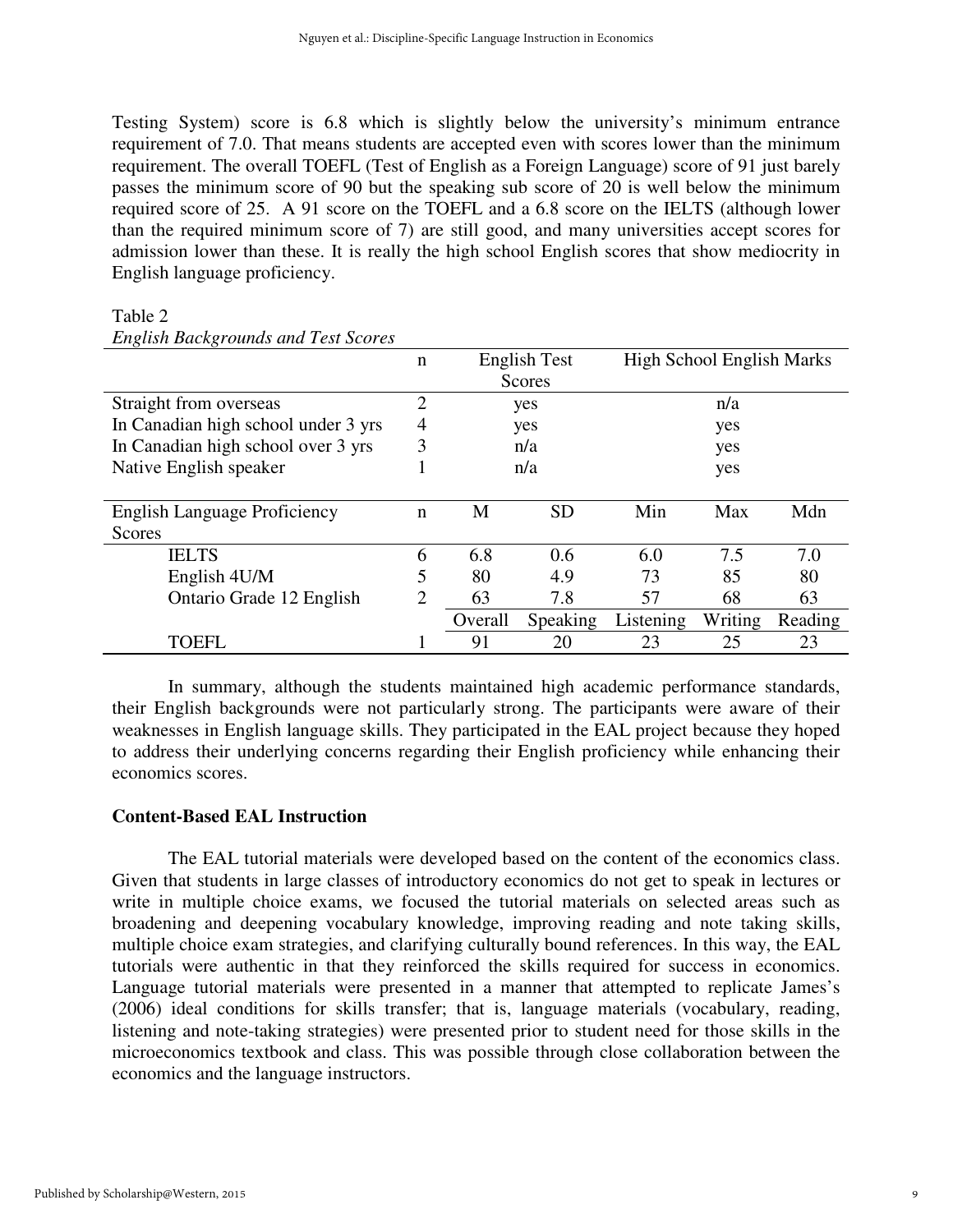Testing System) score is 6.8 which is slightly below the university's minimum entrance requirement of 7.0. That means students are accepted even with scores lower than the minimum requirement. The overall TOEFL (Test of English as a Foreign Language) score of 91 just barely passes the minimum score of 90 but the speaking sub score of 20 is well below the minimum required score of 25. A 91 score on the TOEFL and a 6.8 score on the IELTS (although lower than the required minimum score of 7) are still good, and many universities accept scores for admission lower than these. It is really the high school English scores that show mediocrity in English language proficiency.

Table 2
*English Backgrounds and Test Scores*

| | n | English Test Scores | | High School English Marks | | |
|---|---|---|---|---|---|---|
| Straight from overseas | 2 | yes | | n/a | | |
| In Canadian high school under 3 yrs | 4 | yes | | yes | | |
| In Canadian high school over 3 yrs | 3 | n/a | | yes | | |
| Native English speaker | 1 | n/a | | yes | | |
| English Language Proficiency Scores | n | M | SD | Min | Max | Mdn |
| IELTS | 6 | 6.8 | 0.6 | 6.0 | 7.5 | 7.0 |
| English 4U/M | 5 | 80 | 4.9 | 73 | 85 | 80 |
| Ontario Grade 12 English | 2 | 63 | 7.8 | 57 | 68 | 63 |
| | | Overall | Speaking | Listening | Writing | Reading |
| TOEFL | 1 | 91 | 20 | 23 | 25 | 23 |

In summary, although the students maintained high academic performance standards, their English backgrounds were not particularly strong. The participants were aware of their weaknesses in English language skills. They participated in the EAL project because they hoped to address their underlying concerns regarding their English proficiency while enhancing their economics scores.

## Content-Based EAL Instruction

The EAL tutorial materials were developed based on the content of the economics class. Given that students in large classes of introductory economics do not get to speak in lectures or write in multiple choice exams, we focused the tutorial materials on selected areas such as broadening and deepening vocabulary knowledge, improving reading and note taking skills, multiple choice exam strategies, and clarifying culturally bound references. In this way, the EAL tutorials were authentic in that they reinforced the skills required for success in economics. Language tutorial materials were presented in a manner that attempted to replicate James's (2006) ideal conditions for skills transfer; that is, language materials (vocabulary, reading, listening and note-taking strategies) were presented prior to student need for those skills in the microeconomics textbook and class. This was possible through close collaboration between the economics and the language instructors.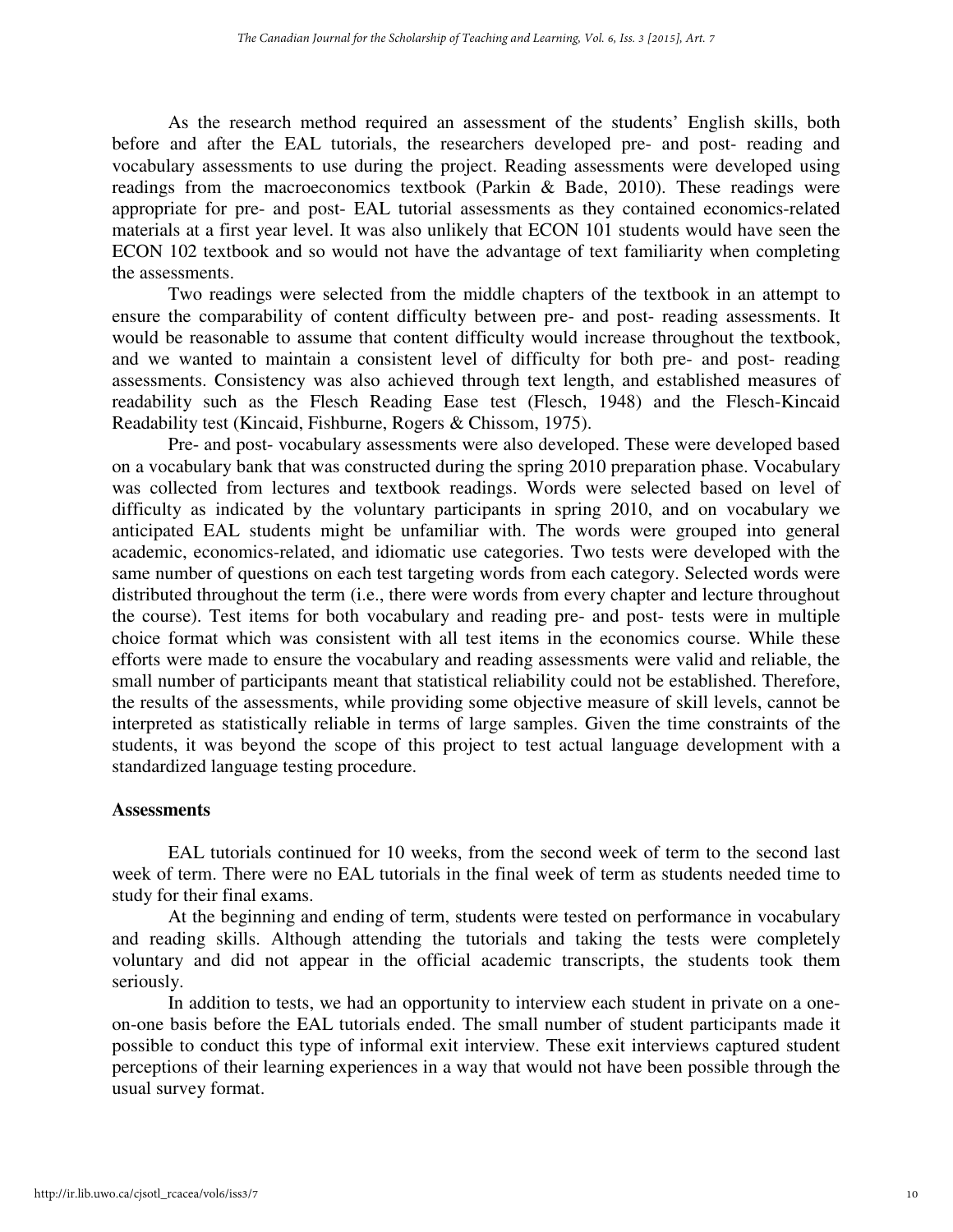As the research method required an assessment of the students' English skills, both before and after the EAL tutorials, the researchers developed pre- and post- reading and vocabulary assessments to use during the project. Reading assessments were developed using readings from the macroeconomics textbook (Parkin & Bade, 2010). These readings were appropriate for pre- and post- EAL tutorial assessments as they contained economics-related materials at a first year level. It was also unlikely that ECON 101 students would have seen the ECON 102 textbook and so would not have the advantage of text familiarity when completing the assessments.

Two readings were selected from the middle chapters of the textbook in an attempt to ensure the comparability of content difficulty between pre- and post- reading assessments. It would be reasonable to assume that content difficulty would increase throughout the textbook, and we wanted to maintain a consistent level of difficulty for both pre- and post- reading assessments. Consistency was also achieved through text length, and established measures of readability such as the Flesch Reading Ease test (Flesch, 1948) and the Flesch-Kincaid Readability test (Kincaid, Fishburne, Rogers & Chissom, 1975).

Pre- and post- vocabulary assessments were also developed. These were developed based on a vocabulary bank that was constructed during the spring 2010 preparation phase. Vocabulary was collected from lectures and textbook readings. Words were selected based on level of difficulty as indicated by the voluntary participants in spring 2010, and on vocabulary we anticipated EAL students might be unfamiliar with. The words were grouped into general academic, economics-related, and idiomatic use categories. Two tests were developed with the same number of questions on each test targeting words from each category. Selected words were distributed throughout the term (i.e., there were words from every chapter and lecture throughout the course). Test items for both vocabulary and reading pre- and post- tests were in multiple choice format which was consistent with all test items in the economics course. While these efforts were made to ensure the vocabulary and reading assessments were valid and reliable, the small number of participants meant that statistical reliability could not be established. Therefore, the results of the assessments, while providing some objective measure of skill levels, cannot be interpreted as statistically reliable in terms of large samples. Given the time constraints of the students, it was beyond the scope of this project to test actual language development with a standardized language testing procedure.

### Assessments

EAL tutorials continued for 10 weeks, from the second week of term to the second last week of term. There were no EAL tutorials in the final week of term as students needed time to study for their final exams.

At the beginning and ending of term, students were tested on performance in vocabulary and reading skills. Although attending the tutorials and taking the tests were completely voluntary and did not appear in the official academic transcripts, the students took them seriously.

In addition to tests, we had an opportunity to interview each student in private on a one-on-one basis before the EAL tutorials ended. The small number of student participants made it possible to conduct this type of informal exit interview. These exit interviews captured student perceptions of their learning experiences in a way that would not have been possible through the usual survey format.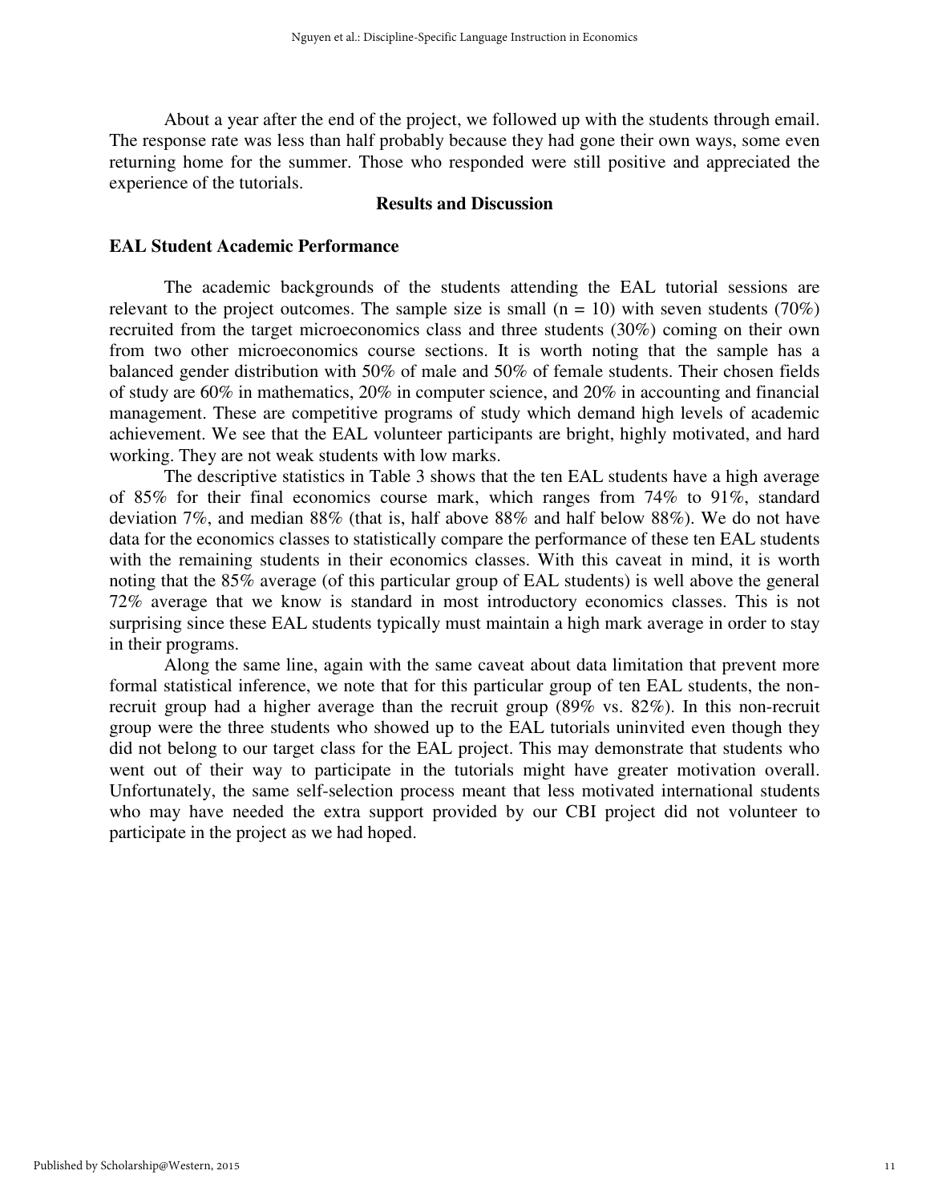About a year after the end of the project, we followed up with the students through email. The response rate was less than half probably because they had gone their own ways, some even returning home for the summer. Those who responded were still positive and appreciated the experience of the tutorials.

## Results and Discussion

### EAL Student Academic Performance

The academic backgrounds of the students attending the EAL tutorial sessions are relevant to the project outcomes. The sample size is small (n = 10) with seven students (70%) recruited from the target microeconomics class and three students (30%) coming on their own from two other microeconomics course sections. It is worth noting that the sample has a balanced gender distribution with 50% of male and 50% of female students. Their chosen fields of study are 60% in mathematics, 20% in computer science, and 20% in accounting and financial management. These are competitive programs of study which demand high levels of academic achievement. We see that the EAL volunteer participants are bright, highly motivated, and hard working. They are not weak students with low marks.

The descriptive statistics in Table 3 shows that the ten EAL students have a high average of 85% for their final economics course mark, which ranges from 74% to 91%, standard deviation 7%, and median 88% (that is, half above 88% and half below 88%). We do not have data for the economics classes to statistically compare the performance of these ten EAL students with the remaining students in their economics classes. With this caveat in mind, it is worth noting that the 85% average (of this particular group of EAL students) is well above the general 72% average that we know is standard in most introductory economics classes. This is not surprising since these EAL students typically must maintain a high mark average in order to stay in their programs.

Along the same line, again with the same caveat about data limitation that prevent more formal statistical inference, we note that for this particular group of ten EAL students, the non-recruit group had a higher average than the recruit group (89% vs. 82%). In this non-recruit group were the three students who showed up to the EAL tutorials uninvited even though they did not belong to our target class for the EAL project. This may demonstrate that students who went out of their way to participate in the tutorials might have greater motivation overall. Unfortunately, the same self-selection process meant that less motivated international students who may have needed the extra support provided by our CBI project did not volunteer to participate in the project as we had hoped.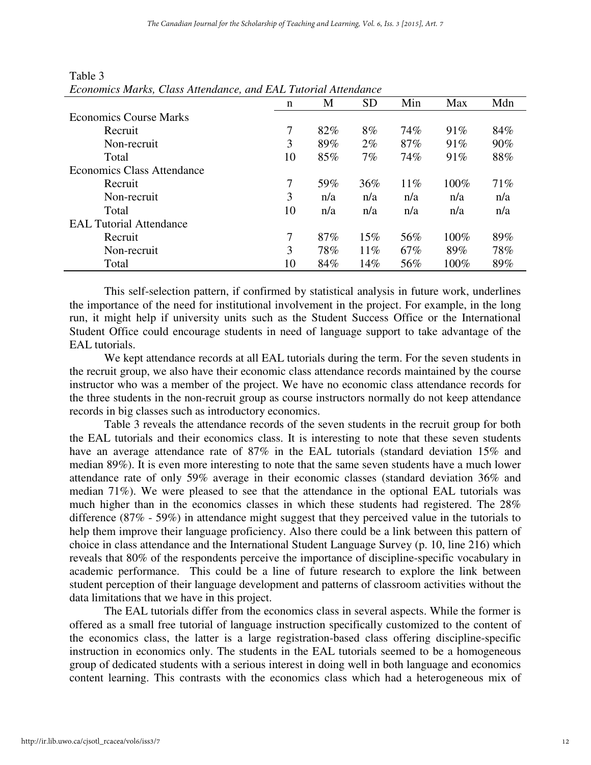Table 3
*Economics Marks, Class Attendance, and EAL Tutorial Attendance*

| | n | M | SD | Min | Max | Mdn |
|---|---|---|---|---|---|---|
| Economics Course Marks | | | | | | |
| Recruit | 7 | 82% | 8% | 74% | 91% | 84% |
| Non-recruit | 3 | 89% | 2% | 87% | 91% | 90% |
| Total | 10 | 85% | 7% | 74% | 91% | 88% |
| Economics Class Attendance | | | | | | |
| Recruit | 7 | 59% | 36% | 11% | 100% | 71% |
| Non-recruit | 3 | n/a | n/a | n/a | n/a | n/a |
| Total | 10 | n/a | n/a | n/a | n/a | n/a |
| EAL Tutorial Attendance | | | | | | |
| Recruit | 7 | 87% | 15% | 56% | 100% | 89% |
| Non-recruit | 3 | 78% | 11% | 67% | 89% | 78% |
| Total | 10 | 84% | 14% | 56% | 100% | 89% |

This self-selection pattern, if confirmed by statistical analysis in future work, underlines the importance of the need for institutional involvement in the project. For example, in the long run, it might help if university units such as the Student Success Office or the International Student Office could encourage students in need of language support to take advantage of the EAL tutorials.

We kept attendance records at all EAL tutorials during the term. For the seven students in the recruit group, we also have their economic class attendance records maintained by the course instructor who was a member of the project. We have no economic class attendance records for the three students in the non-recruit group as course instructors normally do not keep attendance records in big classes such as introductory economics.

Table 3 reveals the attendance records of the seven students in the recruit group for both the EAL tutorials and their economics class. It is interesting to note that these seven students have an average attendance rate of 87% in the EAL tutorials (standard deviation 15% and median 89%). It is even more interesting to note that the same seven students have a much lower attendance rate of only 59% average in their economic classes (standard deviation 36% and median 71%). We were pleased to see that the attendance in the optional EAL tutorials was much higher than in the economics classes in which these students had registered. The 28% difference (87% - 59%) in attendance might suggest that they perceived value in the tutorials to help them improve their language proficiency. Also there could be a link between this pattern of choice in class attendance and the International Student Language Survey (p. 10, line 216) which reveals that 80% of the respondents perceive the importance of discipline-specific vocabulary in academic performance. This could be a line of future research to explore the link between student perception of their language development and patterns of classroom activities without the data limitations that we have in this project.

The EAL tutorials differ from the economics class in several aspects. While the former is offered as a small free tutorial of language instruction specifically customized to the content of the economics class, the latter is a large registration-based class offering discipline-specific instruction in economics only. The students in the EAL tutorials seemed to be a homogeneous group of dedicated students with a serious interest in doing well in both language and economics content learning. This contrasts with the economics class which had a heterogeneous mix of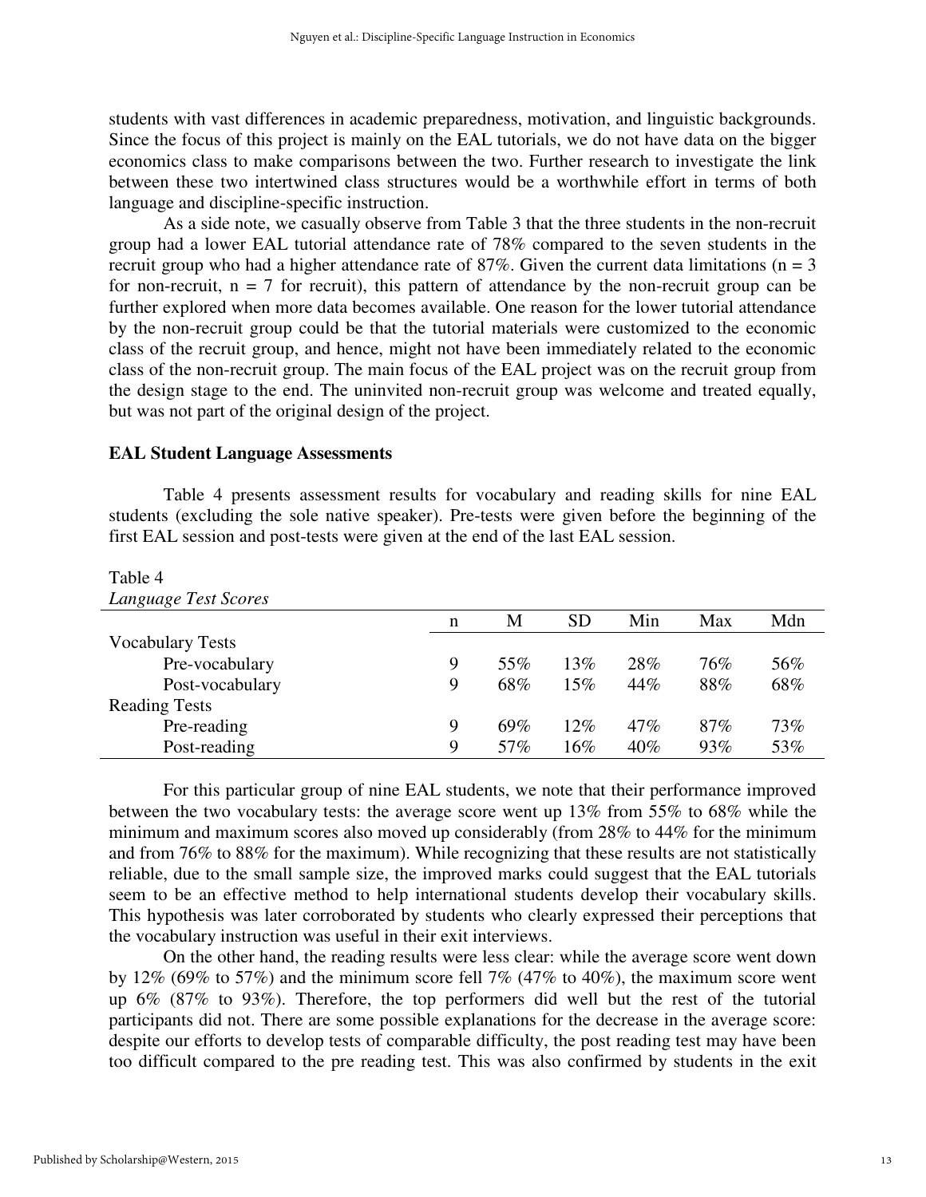students with vast differences in academic preparedness, motivation, and linguistic backgrounds. Since the focus of this project is mainly on the EAL tutorials, we do not have data on the bigger economics class to make comparisons between the two. Further research to investigate the link between these two intertwined class structures would be a worthwhile effort in terms of both language and discipline-specific instruction.

As a side note, we casually observe from Table 3 that the three students in the non-recruit group had a lower EAL tutorial attendance rate of 78% compared to the seven students in the recruit group who had a higher attendance rate of 87%. Given the current data limitations (n = 3 for non-recruit, n = 7 for recruit), this pattern of attendance by the non-recruit group can be further explored when more data becomes available. One reason for the lower tutorial attendance by the non-recruit group could be that the tutorial materials were customized to the economic class of the recruit group, and hence, might not have been immediately related to the economic class of the non-recruit group. The main focus of the EAL project was on the recruit group from the design stage to the end. The uninvited non-recruit group was welcome and treated equally, but was not part of the original design of the project.

### EAL Student Language Assessments

Table 4 presents assessment results for vocabulary and reading skills for nine EAL students (excluding the sole native speaker). Pre-tests were given before the beginning of the first EAL session and post-tests were given at the end of the last EAL session.

Table 4
*Language Test Scores*

| | n | M | SD | Min | Max | Mdn |
|---|---|---|---|---|---|---|
| Vocabulary Tests | | | | | | |
| Pre-vocabulary | 9 | 55% | 13% | 28% | 76% | 56% |
| Post-vocabulary | 9 | 68% | 15% | 44% | 88% | 68% |
| Reading Tests | | | | | | |
| Pre-reading | 9 | 69% | 12% | 47% | 87% | 73% |
| Post-reading | 9 | 57% | 16% | 40% | 93% | 53% |

For this particular group of nine EAL students, we note that their performance improved between the two vocabulary tests: the average score went up 13% from 55% to 68% while the minimum and maximum scores also moved up considerably (from 28% to 44% for the minimum and from 76% to 88% for the maximum). While recognizing that these results are not statistically reliable, due to the small sample size, the improved marks could suggest that the EAL tutorials seem to be an effective method to help international students develop their vocabulary skills. This hypothesis was later corroborated by students who clearly expressed their perceptions that the vocabulary instruction was useful in their exit interviews.

On the other hand, the reading results were less clear: while the average score went down by 12% (69% to 57%) and the minimum score fell 7% (47% to 40%), the maximum score went up 6% (87% to 93%). Therefore, the top performers did well but the rest of the tutorial participants did not. There are some possible explanations for the decrease in the average score: despite our efforts to develop tests of comparable difficulty, the post reading test may have been too difficult compared to the pre reading test. This was also confirmed by students in the exit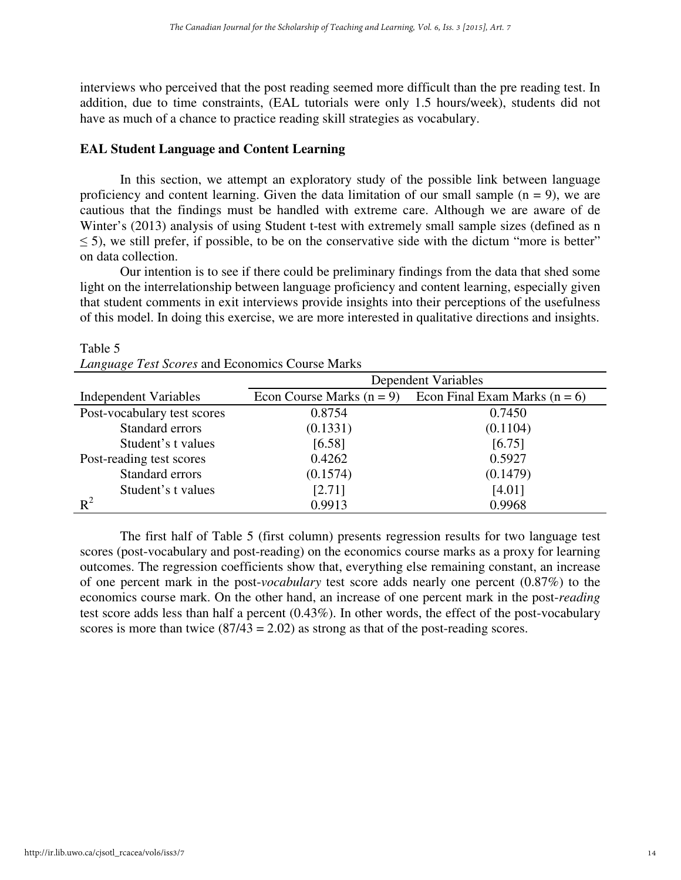interviews who perceived that the post reading seemed more difficult than the pre reading test. In addition, due to time constraints, (EAL tutorials were only 1.5 hours/week), students did not have as much of a chance to practice reading skill strategies as vocabulary.

## EAL Student Language and Content Learning

In this section, we attempt an exploratory study of the possible link between language proficiency and content learning. Given the data limitation of our small sample (n = 9), we are cautious that the findings must be handled with extreme care. Although we are aware of de Winter's (2013) analysis of using Student t-test with extremely small sample sizes (defined as n ≤ 5), we still prefer, if possible, to be on the conservative side with the dictum "more is better" on data collection.

Our intention is to see if there could be preliminary findings from the data that shed some light on the interrelationship between language proficiency and content learning, especially given that student comments in exit interviews provide insights into their perceptions of the usefulness of this model. In doing this exercise, we are more interested in qualitative directions and insights.

Table 5
*Language Test Scores* and Economics Course Marks

| | Dependent Variables | |
|---|---|---|
| Independent Variables | Econ Course Marks (n = 9) | Econ Final Exam Marks (n = 6) |
| Post-vocabulary test scores | 0.8754 | 0.7450 |
| Standard errors | (0.1331) | (0.1104) |
| Student's t values | [6.58] | [6.75] |
| Post-reading test scores | 0.4262 | 0.5927 |
| Standard errors | (0.1574) | (0.1479) |
| Student's t values | [2.71] | [4.01] |
| $R^2$ | 0.9913 | 0.9968 |

The first half of Table 5 (first column) presents regression results for two language test scores (post-vocabulary and post-reading) on the economics course marks as a proxy for learning outcomes. The regression coefficients show that, everything else remaining constant, an increase of one percent mark in the post-*vocabulary* test score adds nearly one percent (0.87%) to the economics course mark. On the other hand, an increase of one percent mark in the post-*reading* test score adds less than half a percent (0.43%). In other words, the effect of the post-vocabulary scores is more than twice (87/43 = 2.02) as strong as that of the post-reading scores.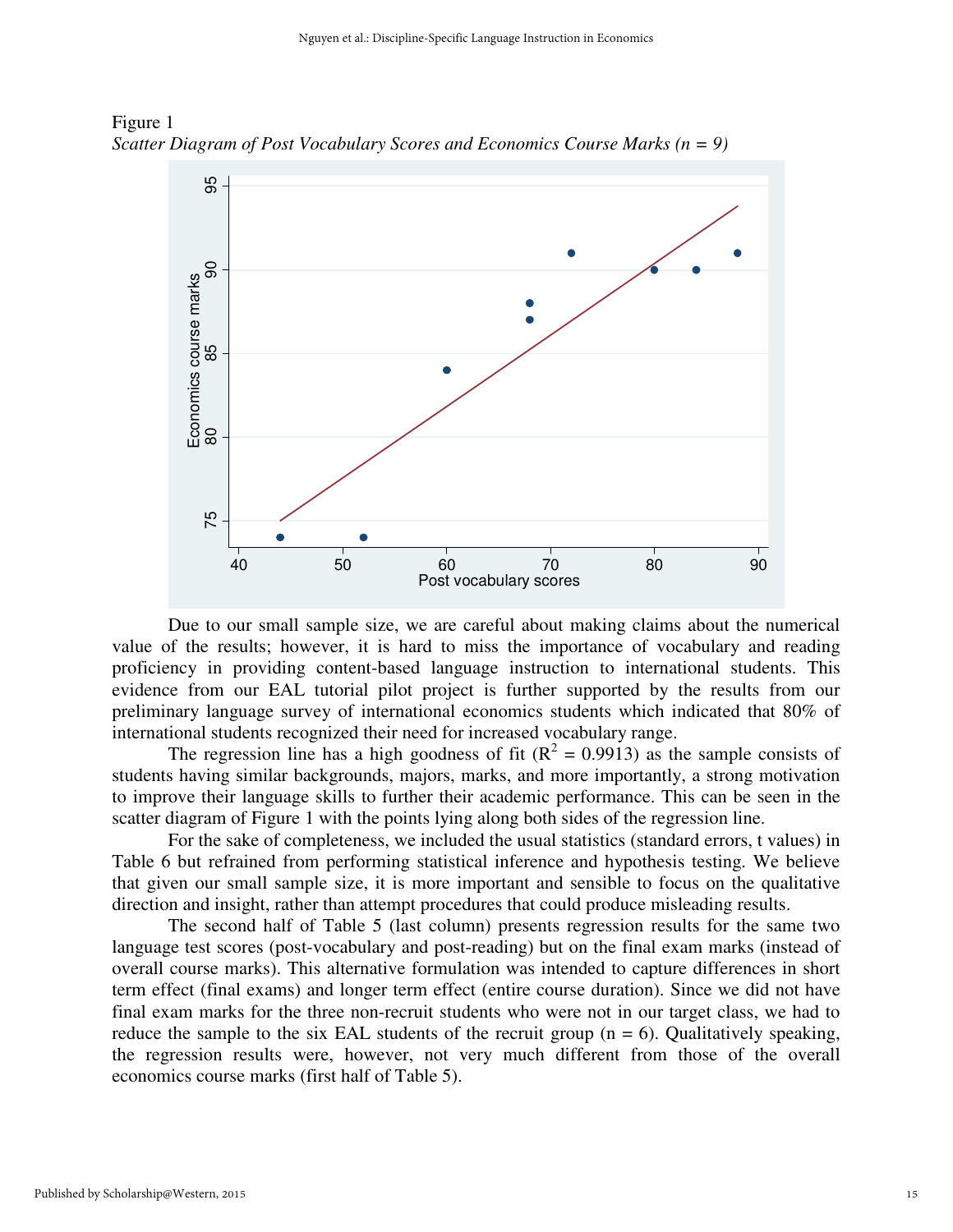Figure 1
*Scatter Diagram of Post Vocabulary Scores and Economics Course Marks (n = 9)*

Due to our small sample size, we are careful about making claims about the numerical value of the results; however, it is hard to miss the importance of vocabulary and reading proficiency in providing content-based language instruction to international students. This evidence from our EAL tutorial pilot project is further supported by the results from our preliminary language survey of international economics students which indicated that 80% of international students recognized their need for increased vocabulary range.

The regression line has a high goodness of fit ($R^2 = 0.9913$) as the sample consists of students having similar backgrounds, majors, marks, and more importantly, a strong motivation to improve their language skills to further their academic performance. This can be seen in the scatter diagram of Figure 1 with the points lying along both sides of the regression line.

For the sake of completeness, we included the usual statistics (standard errors, t values) in Table 6 but refrained from performing statistical inference and hypothesis testing. We believe that given our small sample size, it is more important and sensible to focus on the qualitative direction and insight, rather than attempt procedures that could produce misleading results.

The second half of Table 5 (last column) presents regression results for the same two language test scores (post-vocabulary and post-reading) but on the final exam marks (instead of overall course marks). This alternative formulation was intended to capture differences in short term effect (final exams) and longer term effect (entire course duration). Since we did not have final exam marks for the three non-recruit students who were not in our target class, we had to reduce the sample to the six EAL students of the recruit group (n = 6). Qualitatively speaking, the regression results were, however, not very much different from those of the overall economics course marks (first half of Table 5).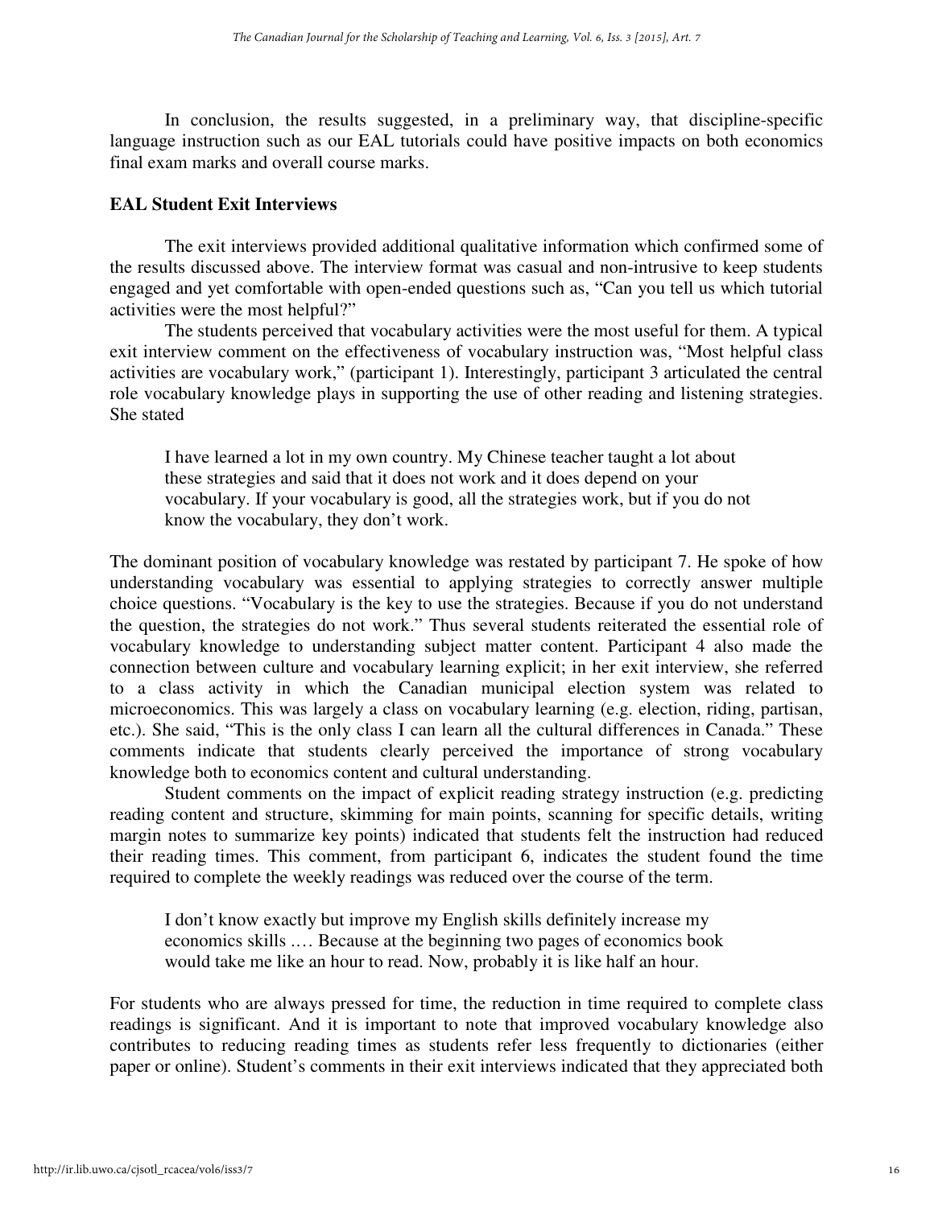In conclusion, the results suggested, in a preliminary way, that discipline-specific language instruction such as our EAL tutorials could have positive impacts on both economics final exam marks and overall course marks.

## EAL Student Exit Interviews

The exit interviews provided additional qualitative information which confirmed some of the results discussed above. The interview format was casual and non-intrusive to keep students engaged and yet comfortable with open-ended questions such as, "Can you tell us which tutorial activities were the most helpful?"

The students perceived that vocabulary activities were the most useful for them. A typical exit interview comment on the effectiveness of vocabulary instruction was, "Most helpful class activities are vocabulary work," (participant 1). Interestingly, participant 3 articulated the central role vocabulary knowledge plays in supporting the use of other reading and listening strategies. She stated

> I have learned a lot in my own country. My Chinese teacher taught a lot about these strategies and said that it does not work and it does depend on your vocabulary. If your vocabulary is good, all the strategies work, but if you do not know the vocabulary, they don't work.

The dominant position of vocabulary knowledge was restated by participant 7. He spoke of how understanding vocabulary was essential to applying strategies to correctly answer multiple choice questions. "Vocabulary is the key to use the strategies. Because if you do not understand the question, the strategies do not work." Thus several students reiterated the essential role of vocabulary knowledge to understanding subject matter content. Participant 4 also made the connection between culture and vocabulary learning explicit; in her exit interview, she referred to a class activity in which the Canadian municipal election system was related to microeconomics. This was largely a class on vocabulary learning (e.g. election, riding, partisan, etc.). She said, "This is the only class I can learn all the cultural differences in Canada." These comments indicate that students clearly perceived the importance of strong vocabulary knowledge both to economics content and cultural understanding.

Student comments on the impact of explicit reading strategy instruction (e.g. predicting reading content and structure, skimming for main points, scanning for specific details, writing margin notes to summarize key points) indicated that students felt the instruction had reduced their reading times. This comment, from participant 6, indicates the student found the time required to complete the weekly readings was reduced over the course of the term.

> I don't know exactly but improve my English skills definitely increase my economics skills .… Because at the beginning two pages of economics book would take me like an hour to read. Now, probably it is like half an hour.

For students who are always pressed for time, the reduction in time required to complete class readings is significant. And it is important to note that improved vocabulary knowledge also contributes to reducing reading times as students refer less frequently to dictionaries (either paper or online). Student's comments in their exit interviews indicated that they appreciated both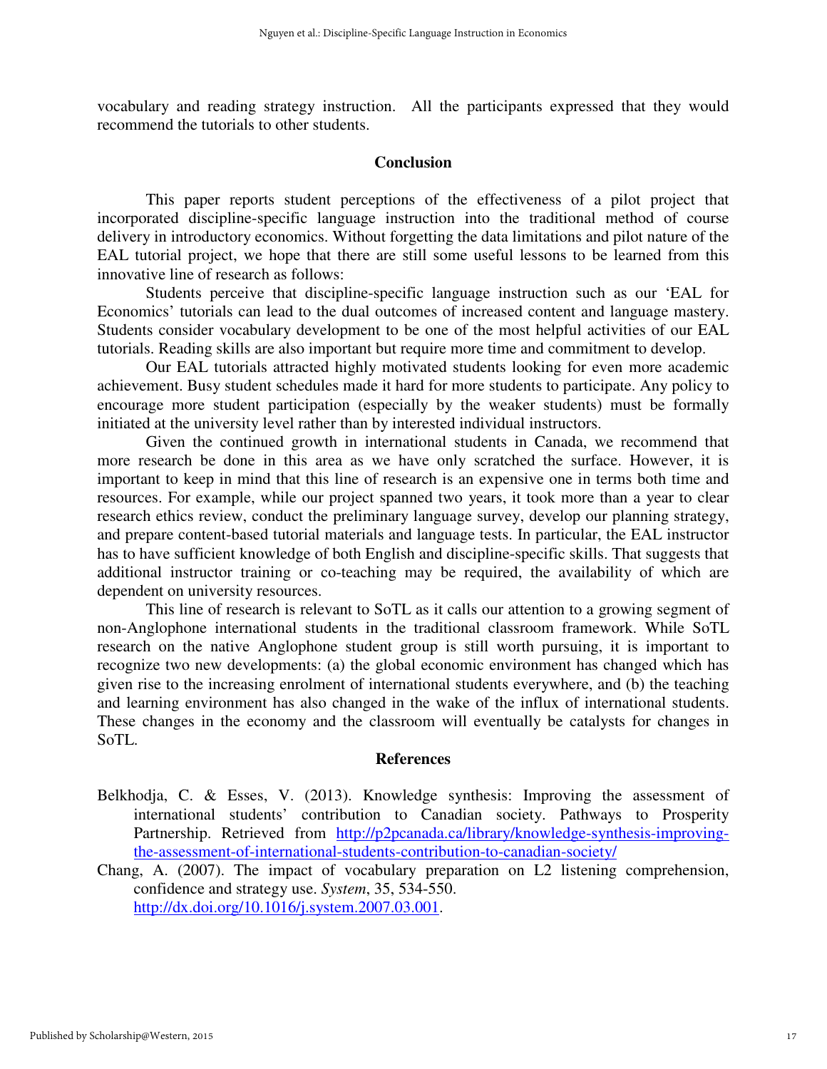vocabulary and reading strategy instruction. All the participants expressed that they would recommend the tutorials to other students.

## Conclusion

This paper reports student perceptions of the effectiveness of a pilot project that incorporated discipline-specific language instruction into the traditional method of course delivery in introductory economics. Without forgetting the data limitations and pilot nature of the EAL tutorial project, we hope that there are still some useful lessons to be learned from this innovative line of research as follows:

Students perceive that discipline-specific language instruction such as our 'EAL for Economics' tutorials can lead to the dual outcomes of increased content and language mastery. Students consider vocabulary development to be one of the most helpful activities of our EAL tutorials. Reading skills are also important but require more time and commitment to develop.

Our EAL tutorials attracted highly motivated students looking for even more academic achievement. Busy student schedules made it hard for more students to participate. Any policy to encourage more student participation (especially by the weaker students) must be formally initiated at the university level rather than by interested individual instructors.

Given the continued growth in international students in Canada, we recommend that more research be done in this area as we have only scratched the surface. However, it is important to keep in mind that this line of research is an expensive one in terms both time and resources. For example, while our project spanned two years, it took more than a year to clear research ethics review, conduct the preliminary language survey, develop our planning strategy, and prepare content-based tutorial materials and language tests. In particular, the EAL instructor has to have sufficient knowledge of both English and discipline-specific skills. That suggests that additional instructor training or co-teaching may be required, the availability of which are dependent on university resources.

This line of research is relevant to SoTL as it calls our attention to a growing segment of non-Anglophone international students in the traditional classroom framework. While SoTL research on the native Anglophone student group is still worth pursuing, it is important to recognize two new developments: (a) the global economic environment has changed which has given rise to the increasing enrolment of international students everywhere, and (b) the teaching and learning environment has also changed in the wake of the influx of international students. These changes in the economy and the classroom will eventually be catalysts for changes in SoTL.

## References

Belkhodja, C. & Esses, V. (2013). Knowledge synthesis: Improving the assessment of international students' contribution to Canadian society. Pathways to Prosperity Partnership. Retrieved from http://p2pcanada.ca/library/knowledge-synthesis-improving-the-assessment-of-international-students-contribution-to-canadian-society/

Chang, A. (2007). The impact of vocabulary preparation on L2 listening comprehension, confidence and strategy use. *System*, 35, 534-550. http://dx.doi.org/10.1016/j.system.2007.03.001.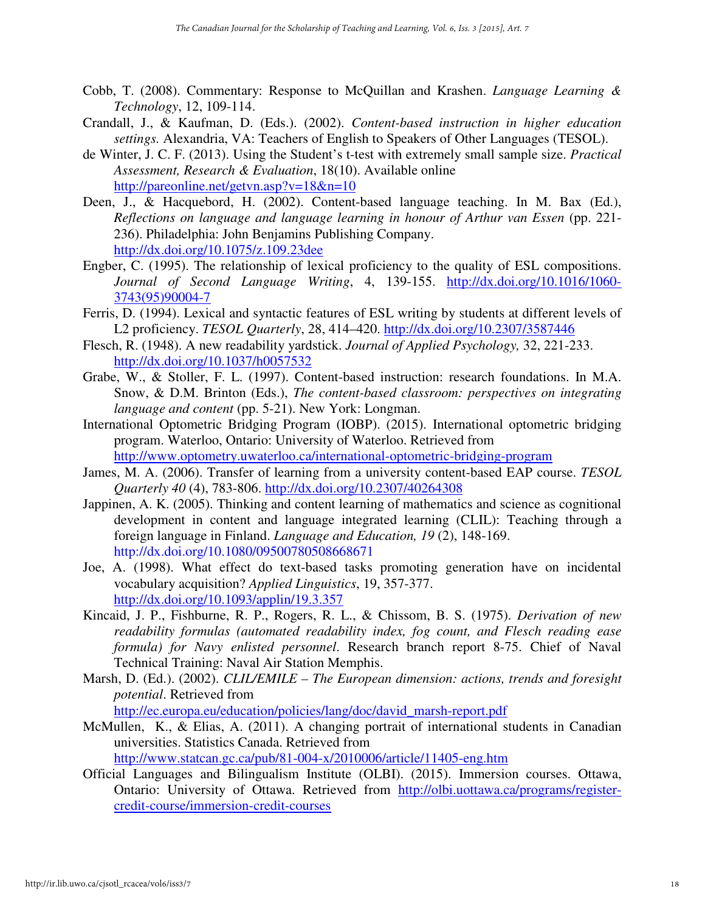Cobb, T. (2008). Commentary: Response to McQuillan and Krashen. *Language Learning & Technology*, 12, 109-114.

Crandall, J., & Kaufman, D. (Eds.). (2002). *Content-based instruction in higher education settings.* Alexandria, VA: Teachers of English to Speakers of Other Languages (TESOL).

de Winter, J. C. F. (2013). Using the Student's t-test with extremely small sample size. *Practical Assessment, Research & Evaluation*, 18(10). Available online http://pareonline.net/getvn.asp?v=18&n=10

Deen, J., & Hacquebord, H. (2002). Content-based language teaching. In M. Bax (Ed.), *Reflections on language and language learning in honour of Arthur van Essen* (pp. 221-236). Philadelphia: John Benjamins Publishing Company. http://dx.doi.org/10.1075/z.109.23dee

Engber, C. (1995). The relationship of lexical proficiency to the quality of ESL compositions. *Journal of Second Language Writing*, 4, 139-155. http://dx.doi.org/10.1016/1060-3743(95)90004-7

Ferris, D. (1994). Lexical and syntactic features of ESL writing by students at different levels of L2 proficiency. *TESOL Quarterly*, 28, 414–420. http://dx.doi.org/10.2307/3587446

Flesch, R. (1948). A new readability yardstick. *Journal of Applied Psychology,* 32, 221-233. http://dx.doi.org/10.1037/h0057532

Grabe, W., & Stoller, F. L. (1997). Content-based instruction: research foundations. In M.A. Snow, & D.M. Brinton (Eds.), *The content-based classroom: perspectives on integrating language and content* (pp. 5-21). New York: Longman.

International Optometric Bridging Program (IOBP). (2015). International optometric bridging program. Waterloo, Ontario: University of Waterloo. Retrieved from http://www.optometry.uwaterloo.ca/international-optometric-bridging-program

James, M. A. (2006). Transfer of learning from a university content-based EAP course. *TESOL Quarterly 40* (4), 783-806. http://dx.doi.org/10.2307/40264308

Jappinen, A. K. (2005). Thinking and content learning of mathematics and science as cognitional development in content and language integrated learning (CLIL): Teaching through a foreign language in Finland. *Language and Education, 19* (2), 148-169. http://dx.doi.org/10.1080/09500780508668671

Joe, A. (1998). What effect do text-based tasks promoting generation have on incidental vocabulary acquisition? *Applied Linguistics*, 19, 357-377. http://dx.doi.org/10.1093/applin/19.3.357

Kincaid, J. P., Fishburne, R. P., Rogers, R. L., & Chissom, B. S. (1975). *Derivation of new readability formulas (automated readability index, fog count, and Flesch reading ease formula) for Navy enlisted personnel*. Research branch report 8-75. Chief of Naval Technical Training: Naval Air Station Memphis.

Marsh, D. (Ed.). (2002). *CLIL/EMILE – The European dimension: actions, trends and foresight potential*. Retrieved from http://ec.europa.eu/education/policies/lang/doc/david_marsh-report.pdf

McMullen, K., & Elias, A. (2011). A changing portrait of international students in Canadian universities. Statistics Canada. Retrieved from http://www.statcan.gc.ca/pub/81-004-x/2010006/article/11405-eng.htm

Official Languages and Bilingualism Institute (OLBI). (2015). Immersion courses. Ottawa, Ontario: University of Ottawa. Retrieved from http://olbi.uottawa.ca/programs/register-credit-course/immersion-credit-courses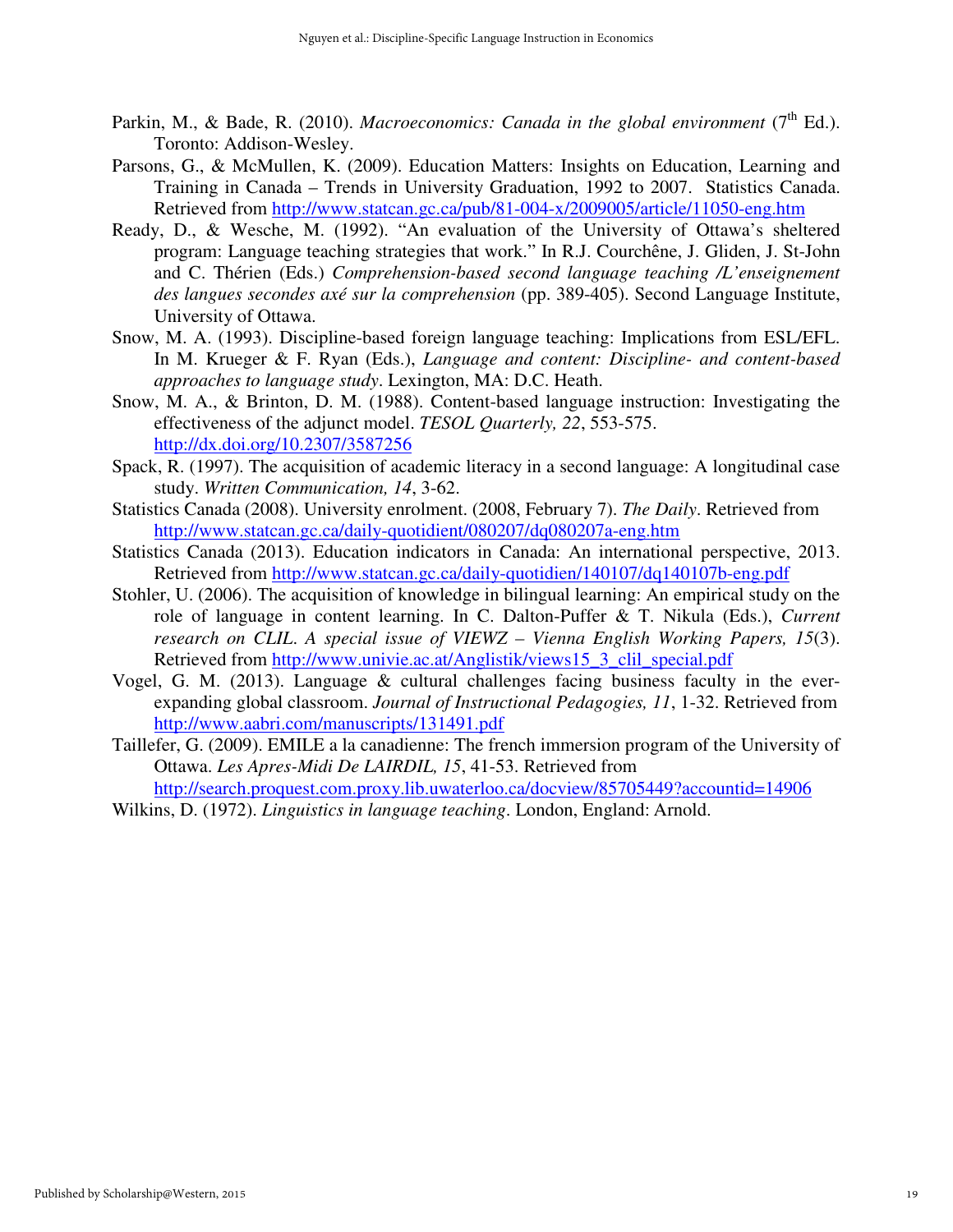Parkin, M., & Bade, R. (2010). *Macroeconomics: Canada in the global environment* (7th Ed.). Toronto: Addison-Wesley.

Parsons, G., & McMullen, K. (2009). Education Matters: Insights on Education, Learning and Training in Canada – Trends in University Graduation, 1992 to 2007. Statistics Canada. Retrieved from http://www.statcan.gc.ca/pub/81-004-x/2009005/article/11050-eng.htm

Ready, D., & Wesche, M. (1992). "An evaluation of the University of Ottawa's sheltered program: Language teaching strategies that work." In R.J. Courchêne, J. Gliden, J. St-John and C. Thérien (Eds.) *Comprehension-based second language teaching /L'enseignement des langues secondes axé sur la comprehension* (pp. 389-405). Second Language Institute, University of Ottawa.

Snow, M. A. (1993). Discipline-based foreign language teaching: Implications from ESL/EFL. In M. Krueger & F. Ryan (Eds.), *Language and content: Discipline- and content-based approaches to language study*. Lexington, MA: D.C. Heath.

Snow, M. A., & Brinton, D. M. (1988). Content-based language instruction: Investigating the effectiveness of the adjunct model. *TESOL Quarterly, 22*, 553-575. http://dx.doi.org/10.2307/3587256

Spack, R. (1997). The acquisition of academic literacy in a second language: A longitudinal case study. *Written Communication, 14*, 3-62.

Statistics Canada (2008). University enrolment. (2008, February 7). *The Daily*. Retrieved from http://www.statcan.gc.ca/daily-quotidient/080207/dq080207a-eng.htm

Statistics Canada (2013). Education indicators in Canada: An international perspective, 2013. Retrieved from http://www.statcan.gc.ca/daily-quotidien/140107/dq140107b-eng.pdf

Stohler, U. (2006). The acquisition of knowledge in bilingual learning: An empirical study on the role of language in content learning. In C. Dalton-Puffer & T. Nikula (Eds.), *Current research on CLIL. A special issue of VIEWZ – Vienna English Working Papers, 15*(3). Retrieved from http://www.univie.ac.at/Anglistik/views15_3_clil_special.pdf

Vogel, G. M. (2013). Language & cultural challenges facing business faculty in the ever-expanding global classroom. *Journal of Instructional Pedagogies, 11*, 1-32. Retrieved from http://www.aabri.com/manuscripts/131491.pdf

Taillefer, G. (2009). EMILE a la canadienne: The french immersion program of the University of Ottawa. *Les Apres-Midi De LAIRDIL, 15*, 41-53. Retrieved from http://search.proquest.com.proxy.lib.uwaterloo.ca/docview/85705449?accountid=14906

Wilkins, D. (1972). *Linguistics in language teaching*. London, England: Arnold.